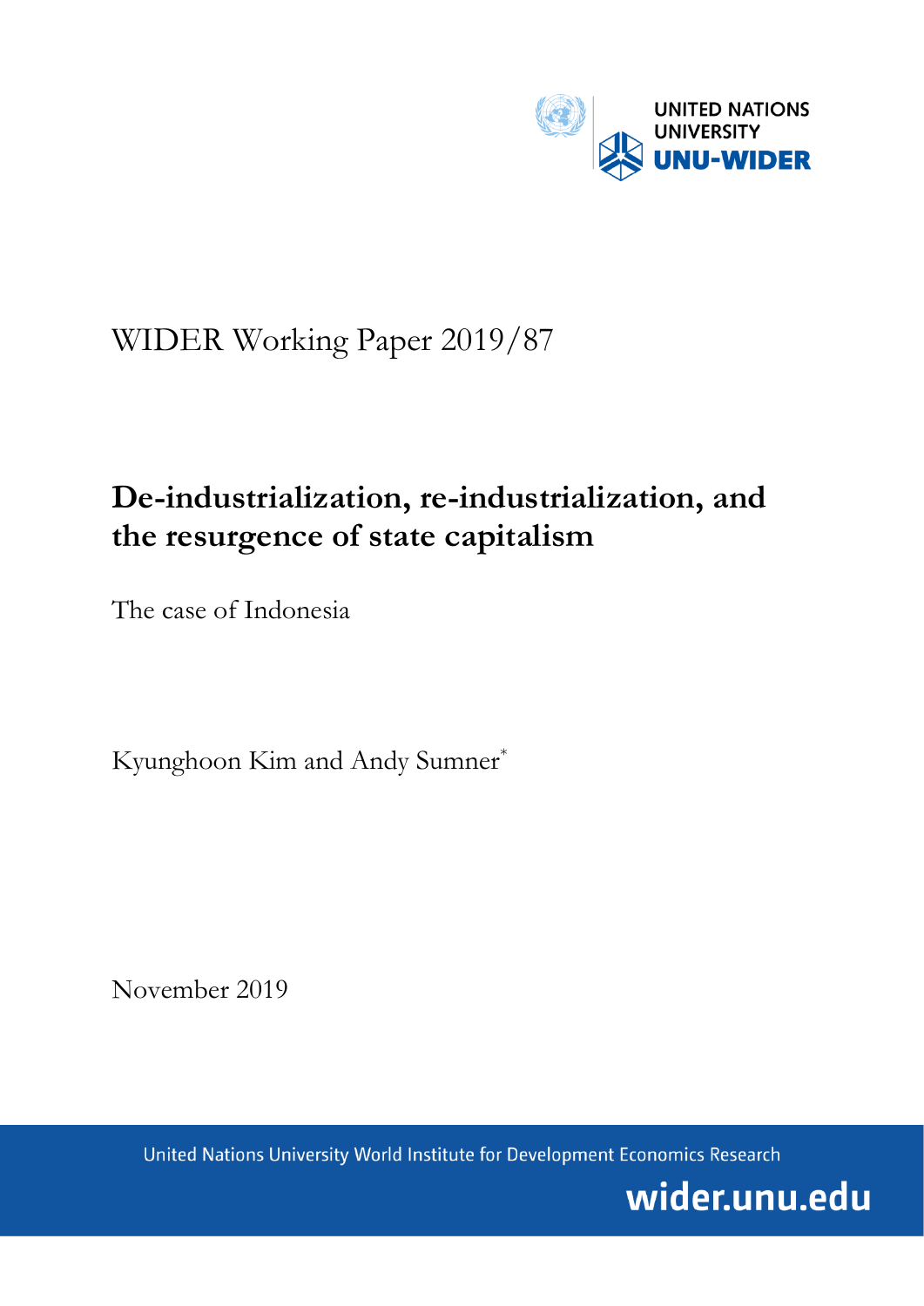UNITED NATIONS UNIVERSITY

UNU-WIDER

WIDER Working Paper 2019/87

# De-industrialization, re-industrialization, and the resurgence of state capitalism

The case of Indonesia

Kyunghoon Kim and Andy Sumner*

November 2019

United Nations University World Institute for Development Economics Research

wider.unu.edu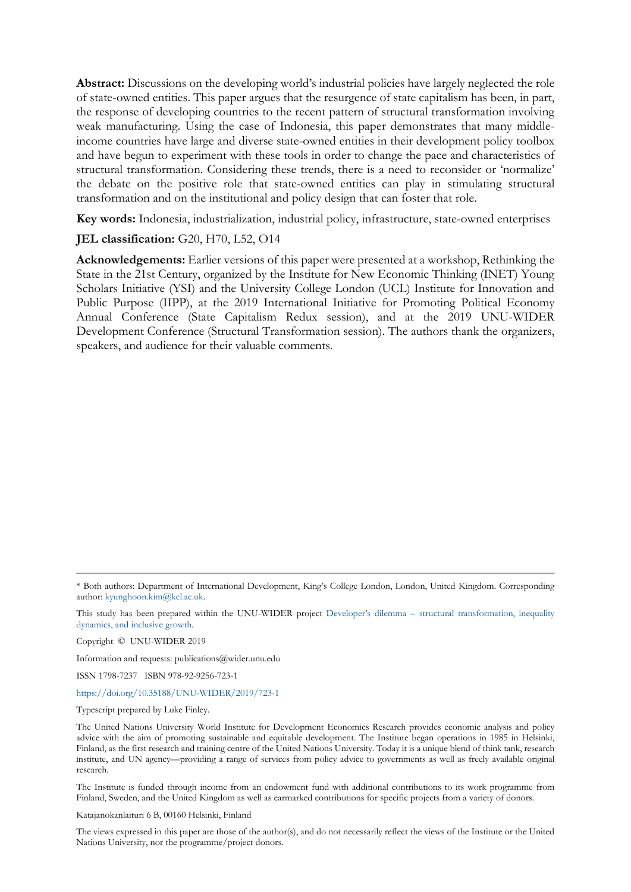**Abstract:** Discussions on the developing world's industrial policies have largely neglected the role of state-owned entities. This paper argues that the resurgence of state capitalism has been, in part, the response of developing countries to the recent pattern of structural transformation involving weak manufacturing. Using the case of Indonesia, this paper demonstrates that many middle-income countries have large and diverse state-owned entities in their development policy toolbox and have begun to experiment with these tools in order to change the pace and characteristics of structural transformation. Considering these trends, there is a need to reconsider or 'normalize' the debate on the positive role that state-owned entities can play in stimulating structural transformation and on the institutional and policy design that can foster that role.

**Key words:** Indonesia, industrialization, industrial policy, infrastructure, state-owned enterprises

**JEL classification:** G20, H70, L52, O14

**Acknowledgements:** Earlier versions of this paper were presented at a workshop, Rethinking the State in the 21st Century, organized by the Institute for New Economic Thinking (INET) Young Scholars Initiative (YSI) and the University College London (UCL) Institute for Innovation and Public Purpose (IIPP), at the 2019 International Initiative for Promoting Political Economy Annual Conference (State Capitalism Redux session), and at the 2019 UNU-WIDER Development Conference (Structural Transformation session). The authors thank the organizers, speakers, and audience for their valuable comments.

---

* Both authors: Department of International Development, King's College London, London, United Kingdom. Corresponding author: kyunghoon.kim@kcl.ac.uk.

This study has been prepared within the UNU-WIDER project Developer's dilemma – structural transformation, inequality dynamics, and inclusive growth.

Copyright © UNU-WIDER 2019

Information and requests: publications@wider.unu.edu

ISSN 1798-7237 ISBN 978-92-9256-723-1

https://doi.org/10.35188/UNU-WIDER/2019/723-1

Typescript prepared by Luke Finley.

The United Nations University World Institute for Development Economics Research provides economic analysis and policy advice with the aim of promoting sustainable and equitable development. The Institute began operations in 1985 in Helsinki, Finland, as the first research and training centre of the United Nations University. Today it is a unique blend of think tank, research institute, and UN agency—providing a range of services from policy advice to governments as well as freely available original research.

The Institute is funded through income from an endowment fund with additional contributions to its work programme from Finland, Sweden, and the United Kingdom as well as earmarked contributions for specific projects from a variety of donors.

Katajanokanlaituri 6 B, 00160 Helsinki, Finland

The views expressed in this paper are those of the author(s), and do not necessarily reflect the views of the Institute or the United Nations University, nor the programme/project donors.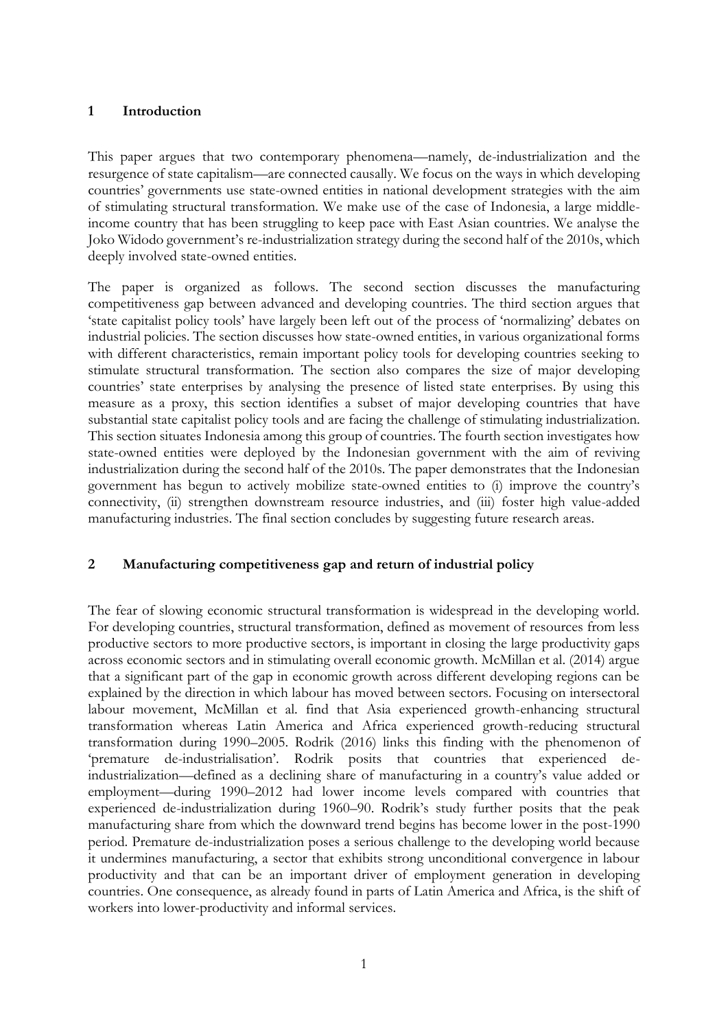## 1 Introduction

This paper argues that two contemporary phenomena—namely, de-industrialization and the resurgence of state capitalism—are connected causally. We focus on the ways in which developing countries' governments use state-owned entities in national development strategies with the aim of stimulating structural transformation. We make use of the case of Indonesia, a large middle-income country that has been struggling to keep pace with East Asian countries. We analyse the Joko Widodo government's re-industrialization strategy during the second half of the 2010s, which deeply involved state-owned entities.

The paper is organized as follows. The second section discusses the manufacturing competitiveness gap between advanced and developing countries. The third section argues that 'state capitalist policy tools' have largely been left out of the process of 'normalizing' debates on industrial policies. The section discusses how state-owned entities, in various organizational forms with different characteristics, remain important policy tools for developing countries seeking to stimulate structural transformation. The section also compares the size of major developing countries' state enterprises by analysing the presence of listed state enterprises. By using this measure as a proxy, this section identifies a subset of major developing countries that have substantial state capitalist policy tools and are facing the challenge of stimulating industrialization. This section situates Indonesia among this group of countries. The fourth section investigates how state-owned entities were deployed by the Indonesian government with the aim of reviving industrialization during the second half of the 2010s. The paper demonstrates that the Indonesian government has begun to actively mobilize state-owned entities to (i) improve the country's connectivity, (ii) strengthen downstream resource industries, and (iii) foster high value-added manufacturing industries. The final section concludes by suggesting future research areas.

## 2 Manufacturing competitiveness gap and return of industrial policy

The fear of slowing economic structural transformation is widespread in the developing world. For developing countries, structural transformation, defined as movement of resources from less productive sectors to more productive sectors, is important in closing the large productivity gaps across economic sectors and in stimulating overall economic growth. McMillan et al. (2014) argue that a significant part of the gap in economic growth across different developing regions can be explained by the direction in which labour has moved between sectors. Focusing on intersectoral labour movement, McMillan et al. find that Asia experienced growth-enhancing structural transformation whereas Latin America and Africa experienced growth-reducing structural transformation during 1990–2005. Rodrik (2016) links this finding with the phenomenon of 'premature de-industrialisation'. Rodrik posits that countries that experienced de-industrialization—defined as a declining share of manufacturing in a country's value added or employment—during 1990–2012 had lower income levels compared with countries that experienced de-industrialization during 1960–90. Rodrik's study further posits that the peak manufacturing share from which the downward trend begins has become lower in the post-1990 period. Premature de-industrialization poses a serious challenge to the developing world because it undermines manufacturing, a sector that exhibits strong unconditional convergence in labour productivity and that can be an important driver of employment generation in developing countries. One consequence, as already found in parts of Latin America and Africa, is the shift of workers into lower-productivity and informal services.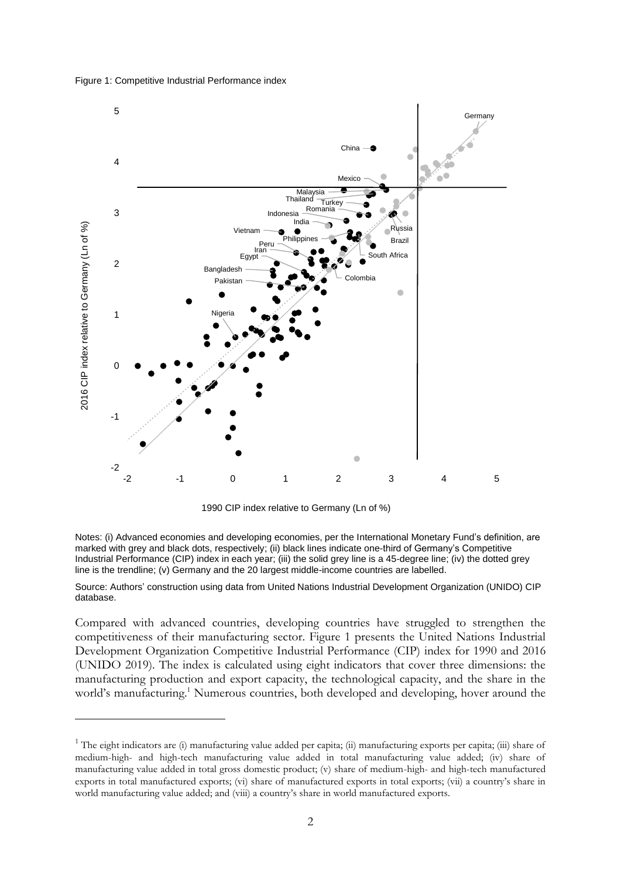Figure 1: Competitive Industrial Performance index

Notes: (i) Advanced economies and developing economies, per the International Monetary Fund's definition, are marked with grey and black dots, respectively; (ii) black lines indicate one-third of Germany's Competitive Industrial Performance (CIP) index in each year; (iii) the solid grey line is a 45-degree line; (iv) the dotted grey line is the trendline; (v) Germany and the 20 largest middle-income countries are labelled.

Source: Authors' construction using data from United Nations Industrial Development Organization (UNIDO) CIP database.

Compared with advanced countries, developing countries have struggled to strengthen the competitiveness of their manufacturing sector. Figure 1 presents the United Nations Industrial Development Organization Competitive Industrial Performance (CIP) index for 1990 and 2016 (UNIDO 2019). The index is calculated using eight indicators that cover three dimensions: the manufacturing production and export capacity, the technological capacity, and the share in the world's manufacturing.[1] Numerous countries, both developed and developing, hover around the

[1] The eight indicators are (i) manufacturing value added per capita; (ii) manufacturing exports per capita; (iii) share of medium-high- and high-tech manufacturing value added in total manufacturing value added; (iv) share of manufacturing value added in total gross domestic product; (v) share of medium-high- and high-tech manufactured exports in total manufactured exports; (vi) share of manufactured exports in total exports; (vii) a country's share in world manufacturing value added; and (viii) a country's share in world manufactured exports.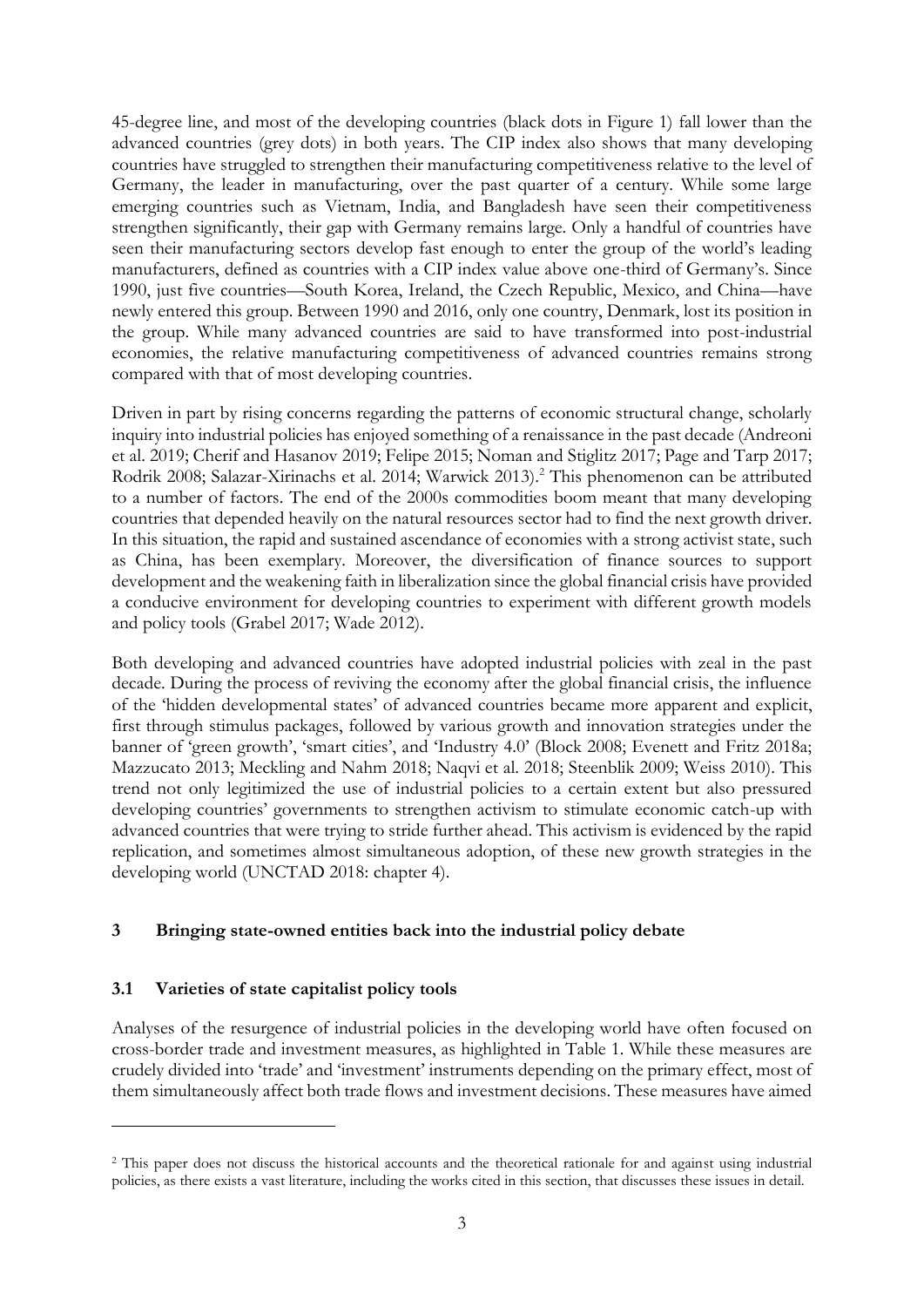45-degree line, and most of the developing countries (black dots in Figure 1) fall lower than the advanced countries (grey dots) in both years. The CIP index also shows that many developing countries have struggled to strengthen their manufacturing competitiveness relative to the level of Germany, the leader in manufacturing, over the past quarter of a century. While some large emerging countries such as Vietnam, India, and Bangladesh have seen their competitiveness strengthen significantly, their gap with Germany remains large. Only a handful of countries have seen their manufacturing sectors develop fast enough to enter the group of the world's leading manufacturers, defined as countries with a CIP index value above one-third of Germany's. Since 1990, just five countries—South Korea, Ireland, the Czech Republic, Mexico, and China—have newly entered this group. Between 1990 and 2016, only one country, Denmark, lost its position in the group. While many advanced countries are said to have transformed into post-industrial economies, the relative manufacturing competitiveness of advanced countries remains strong compared with that of most developing countries.

Driven in part by rising concerns regarding the patterns of economic structural change, scholarly inquiry into industrial policies has enjoyed something of a renaissance in the past decade (Andreoni et al. 2019; Cherif and Hasanov 2019; Felipe 2015; Noman and Stiglitz 2017; Page and Tarp 2017; Rodrik 2008; Salazar-Xirinachs et al. 2014; Warwick 2013).[2] This phenomenon can be attributed to a number of factors. The end of the 2000s commodities boom meant that many developing countries that depended heavily on the natural resources sector had to find the next growth driver. In this situation, the rapid and sustained ascendance of economies with a strong activist state, such as China, has been exemplary. Moreover, the diversification of finance sources to support development and the weakening faith in liberalization since the global financial crisis have provided a conducive environment for developing countries to experiment with different growth models and policy tools (Grabel 2017; Wade 2012).

Both developing and advanced countries have adopted industrial policies with zeal in the past decade. During the process of reviving the economy after the global financial crisis, the influence of the 'hidden developmental states' of advanced countries became more apparent and explicit, first through stimulus packages, followed by various growth and innovation strategies under the banner of 'green growth', 'smart cities', and 'Industry 4.0' (Block 2008; Evenett and Fritz 2018a; Mazzucato 2013; Meckling and Nahm 2018; Naqvi et al. 2018; Steenblik 2009; Weiss 2010). This trend not only legitimized the use of industrial policies to a certain extent but also pressured developing countries' governments to strengthen activism to stimulate economic catch-up with advanced countries that were trying to stride further ahead. This activism is evidenced by the rapid replication, and sometimes almost simultaneous adoption, of these new growth strategies in the developing world (UNCTAD 2018: chapter 4).

## 3 Bringing state-owned entities back into the industrial policy debate

### 3.1 Varieties of state capitalist policy tools

Analyses of the resurgence of industrial policies in the developing world have often focused on cross-border trade and investment measures, as highlighted in Table 1. While these measures are crudely divided into 'trade' and 'investment' instruments depending on the primary effect, most of them simultaneously affect both trade flows and investment decisions. These measures have aimed

[2] This paper does not discuss the historical accounts and the theoretical rationale for and against using industrial policies, as there exists a vast literature, including the works cited in this section, that discusses these issues in detail.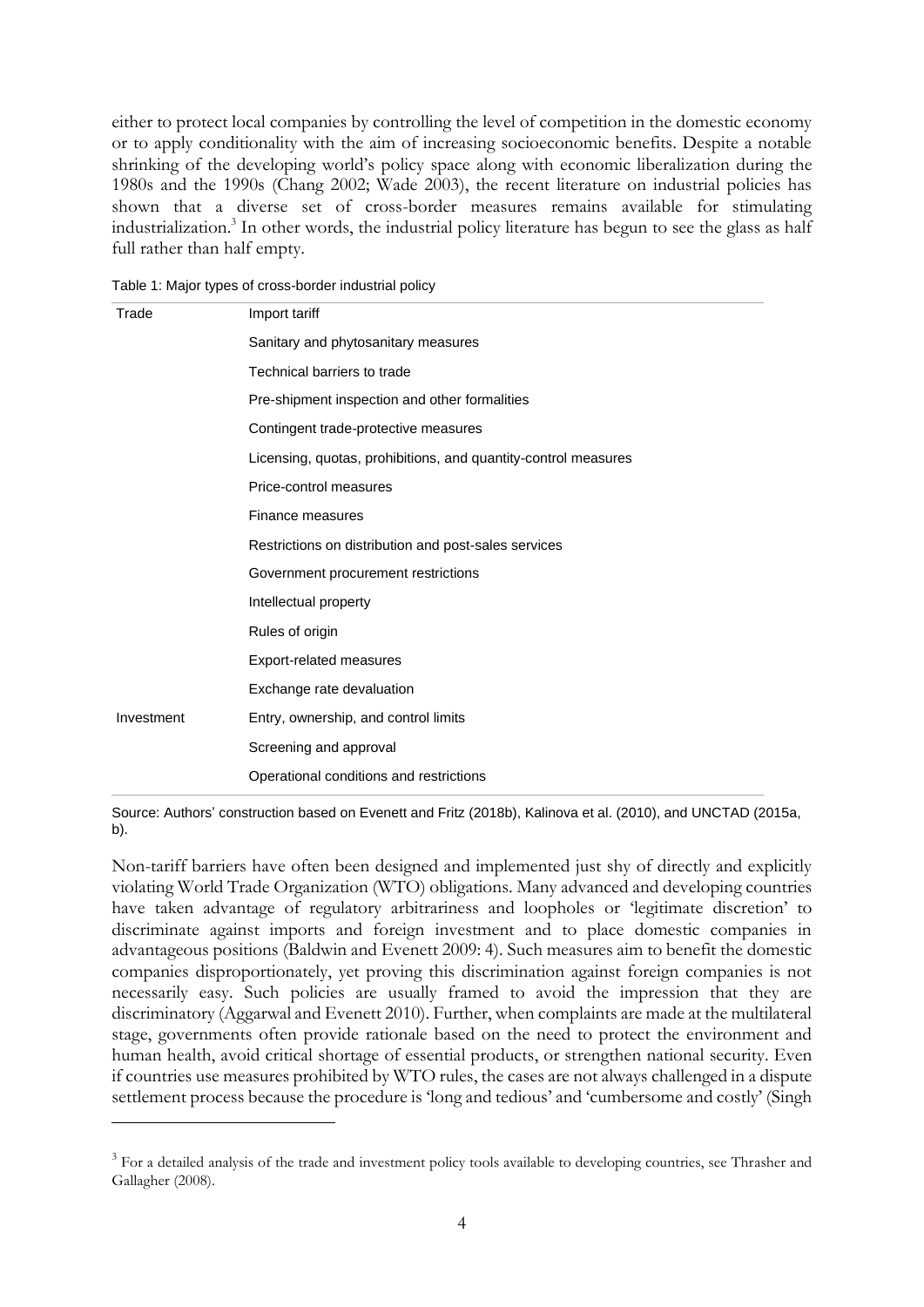either to protect local companies by controlling the level of competition in the domestic economy or to apply conditionality with the aim of increasing socioeconomic benefits. Despite a notable shrinking of the developing world's policy space along with economic liberalization during the 1980s and the 1990s (Chang 2002; Wade 2003), the recent literature on industrial policies has shown that a diverse set of cross-border measures remains available for stimulating industrialization.[3] In other words, the industrial policy literature has begun to see the glass as half full rather than half empty.

Table 1: Major types of cross-border industrial policy

| | |
|---|---|
| Trade | Import tariff |
| | Sanitary and phytosanitary measures |
| | Technical barriers to trade |
| | Pre-shipment inspection and other formalities |
| | Contingent trade-protective measures |
| | Licensing, quotas, prohibitions, and quantity-control measures |
| | Price-control measures |
| | Finance measures |
| | Restrictions on distribution and post-sales services |
| | Government procurement restrictions |
| | Intellectual property |
| | Rules of origin |
| | Export-related measures |
| | Exchange rate devaluation |
| Investment | Entry, ownership, and control limits |
| | Screening and approval |
| | Operational conditions and restrictions |

Source: Authors' construction based on Evenett and Fritz (2018b), Kalinova et al. (2010), and UNCTAD (2015a, b).

Non-tariff barriers have often been designed and implemented just shy of directly and explicitly violating World Trade Organization (WTO) obligations. Many advanced and developing countries have taken advantage of regulatory arbitrariness and loopholes or 'legitimate discretion' to discriminate against imports and foreign investment and to place domestic companies in advantageous positions (Baldwin and Evenett 2009: 4). Such measures aim to benefit the domestic companies disproportionately, yet proving this discrimination against foreign companies is not necessarily easy. Such policies are usually framed to avoid the impression that they are discriminatory (Aggarwal and Evenett 2010). Further, when complaints are made at the multilateral stage, governments often provide rationale based on the need to protect the environment and human health, avoid critical shortage of essential products, or strengthen national security. Even if countries use measures prohibited by WTO rules, the cases are not always challenged in a dispute settlement process because the procedure is 'long and tedious' and 'cumbersome and costly' (Singh

[3] For a detailed analysis of the trade and investment policy tools available to developing countries, see Thrasher and Gallagher (2008).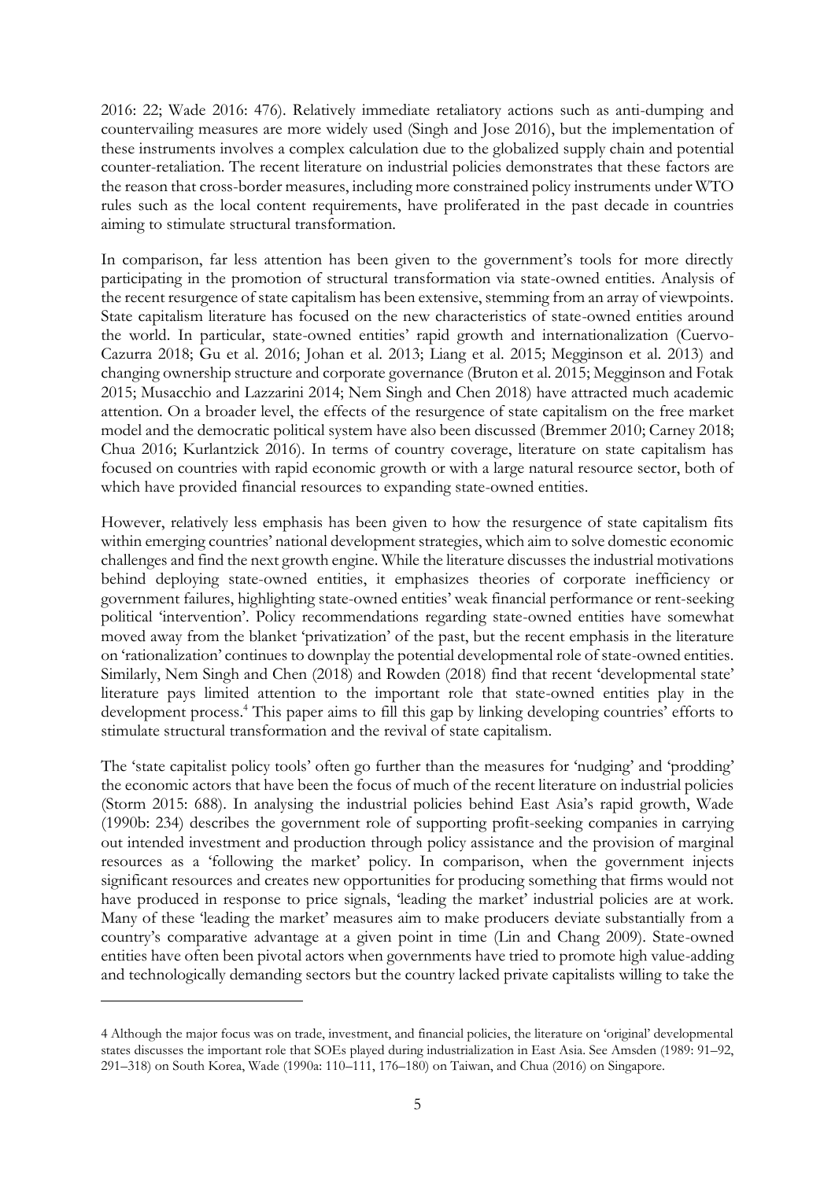2016: 22; Wade 2016: 476). Relatively immediate retaliatory actions such as anti-dumping and countervailing measures are more widely used (Singh and Jose 2016), but the implementation of these instruments involves a complex calculation due to the globalized supply chain and potential counter-retaliation. The recent literature on industrial policies demonstrates that these factors are the reason that cross-border measures, including more constrained policy instruments under WTO rules such as the local content requirements, have proliferated in the past decade in countries aiming to stimulate structural transformation.

In comparison, far less attention has been given to the government's tools for more directly participating in the promotion of structural transformation via state-owned entities. Analysis of the recent resurgence of state capitalism has been extensive, stemming from an array of viewpoints. State capitalism literature has focused on the new characteristics of state-owned entities around the world. In particular, state-owned entities' rapid growth and internationalization (Cuervo-Cazurra 2018; Gu et al. 2016; Johan et al. 2013; Liang et al. 2015; Megginson et al. 2013) and changing ownership structure and corporate governance (Bruton et al. 2015; Megginson and Fotak 2015; Musacchio and Lazzarini 2014; Nem Singh and Chen 2018) have attracted much academic attention. On a broader level, the effects of the resurgence of state capitalism on the free market model and the democratic political system have also been discussed (Bremmer 2010; Carney 2018; Chua 2016; Kurlantzick 2016). In terms of country coverage, literature on state capitalism has focused on countries with rapid economic growth or with a large natural resource sector, both of which have provided financial resources to expanding state-owned entities.

However, relatively less emphasis has been given to how the resurgence of state capitalism fits within emerging countries' national development strategies, which aim to solve domestic economic challenges and find the next growth engine. While the literature discusses the industrial motivations behind deploying state-owned entities, it emphasizes theories of corporate inefficiency or government failures, highlighting state-owned entities' weak financial performance or rent-seeking political 'intervention'. Policy recommendations regarding state-owned entities have somewhat moved away from the blanket 'privatization' of the past, but the recent emphasis in the literature on 'rationalization' continues to downplay the potential developmental role of state-owned entities. Similarly, Nem Singh and Chen (2018) and Rowden (2018) find that recent 'developmental state' literature pays limited attention to the important role that state-owned entities play in the development process.[4] This paper aims to fill this gap by linking developing countries' efforts to stimulate structural transformation and the revival of state capitalism.

The 'state capitalist policy tools' often go further than the measures for 'nudging' and 'prodding' the economic actors that have been the focus of much of the recent literature on industrial policies (Storm 2015: 688). In analysing the industrial policies behind East Asia's rapid growth, Wade (1990b: 234) describes the government role of supporting profit-seeking companies in carrying out intended investment and production through policy assistance and the provision of marginal resources as a 'following the market' policy. In comparison, when the government injects significant resources and creates new opportunities for producing something that firms would not have produced in response to price signals, 'leading the market' industrial policies are at work. Many of these 'leading the market' measures aim to make producers deviate substantially from a country's comparative advantage at a given point in time (Lin and Chang 2009). State-owned entities have often been pivotal actors when governments have tried to promote high value-adding and technologically demanding sectors but the country lacked private capitalists willing to take the

---

4 Although the major focus was on trade, investment, and financial policies, the literature on 'original' developmental states discusses the important role that SOEs played during industrialization in East Asia. See Amsden (1989: 91–92, 291–318) on South Korea, Wade (1990a: 110–111, 176–180) on Taiwan, and Chua (2016) on Singapore.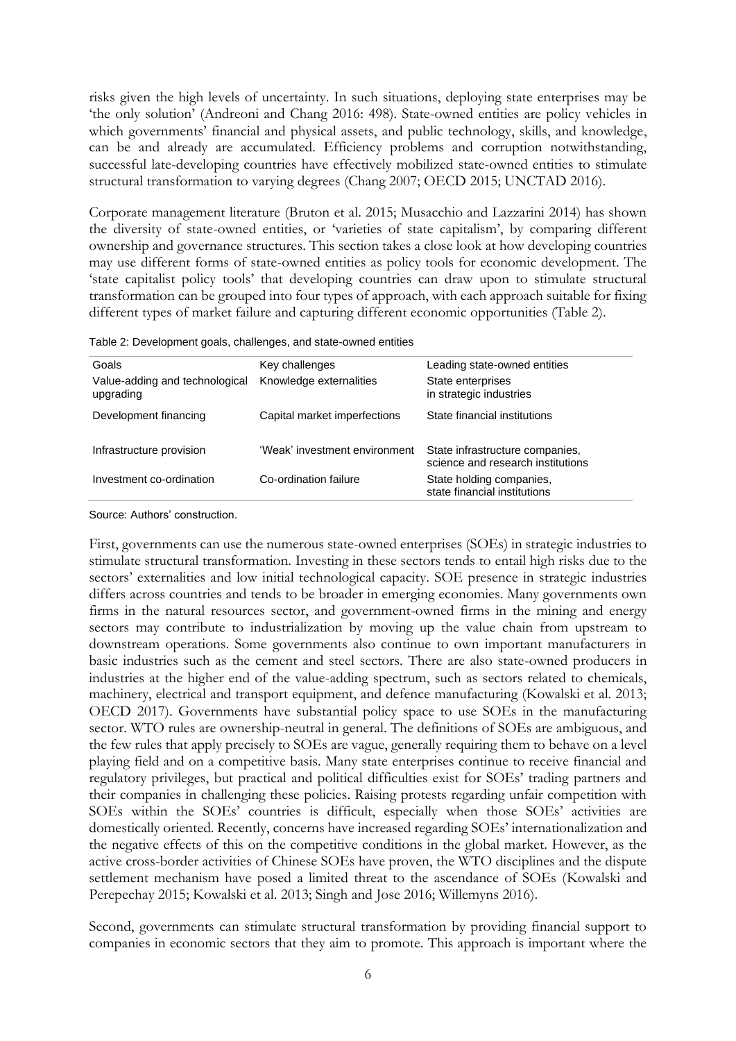risks given the high levels of uncertainty. In such situations, deploying state enterprises may be 'the only solution' (Andreoni and Chang 2016: 498). State-owned entities are policy vehicles in which governments' financial and physical assets, and public technology, skills, and knowledge, can be and already are accumulated. Efficiency problems and corruption notwithstanding, successful late-developing countries have effectively mobilized state-owned entities to stimulate structural transformation to varying degrees (Chang 2007; OECD 2015; UNCTAD 2016).

Corporate management literature (Bruton et al. 2015; Musacchio and Lazzarini 2014) has shown the diversity of state-owned entities, or 'varieties of state capitalism', by comparing different ownership and governance structures. This section takes a close look at how developing countries may use different forms of state-owned entities as policy tools for economic development. The 'state capitalist policy tools' that developing countries can draw upon to stimulate structural transformation can be grouped into four types of approach, with each approach suitable for fixing different types of market failure and capturing different economic opportunities (Table 2).

Table 2: Development goals, challenges, and state-owned entities

| Goals | Key challenges | Leading state-owned entities |
|---|---|---|
| Value-adding and technological upgrading | Knowledge externalities | State enterprises in strategic industries |
| Development financing | Capital market imperfections | State financial institutions |
| Infrastructure provision | 'Weak' investment environment | State infrastructure companies, science and research institutions |
| Investment co-ordination | Co-ordination failure | State holding companies, state financial institutions |

Source: Authors' construction.

First, governments can use the numerous state-owned enterprises (SOEs) in strategic industries to stimulate structural transformation. Investing in these sectors tends to entail high risks due to the sectors' externalities and low initial technological capacity. SOE presence in strategic industries differs across countries and tends to be broader in emerging economies. Many governments own firms in the natural resources sector, and government-owned firms in the mining and energy sectors may contribute to industrialization by moving up the value chain from upstream to downstream operations. Some governments also continue to own important manufacturers in basic industries such as the cement and steel sectors. There are also state-owned producers in industries at the higher end of the value-adding spectrum, such as sectors related to chemicals, machinery, electrical and transport equipment, and defence manufacturing (Kowalski et al. 2013; OECD 2017). Governments have substantial policy space to use SOEs in the manufacturing sector. WTO rules are ownership-neutral in general. The definitions of SOEs are ambiguous, and the few rules that apply precisely to SOEs are vague, generally requiring them to behave on a level playing field and on a competitive basis. Many state enterprises continue to receive financial and regulatory privileges, but practical and political difficulties exist for SOEs' trading partners and their companies in challenging these policies. Raising protests regarding unfair competition with SOEs within the SOEs' countries is difficult, especially when those SOEs' activities are domestically oriented. Recently, concerns have increased regarding SOEs' internationalization and the negative effects of this on the competitive conditions in the global market. However, as the active cross-border activities of Chinese SOEs have proven, the WTO disciplines and the dispute settlement mechanism have posed a limited threat to the ascendance of SOEs (Kowalski and Perepechay 2015; Kowalski et al. 2013; Singh and Jose 2016; Willemyns 2016).

Second, governments can stimulate structural transformation by providing financial support to companies in economic sectors that they aim to promote. This approach is important where the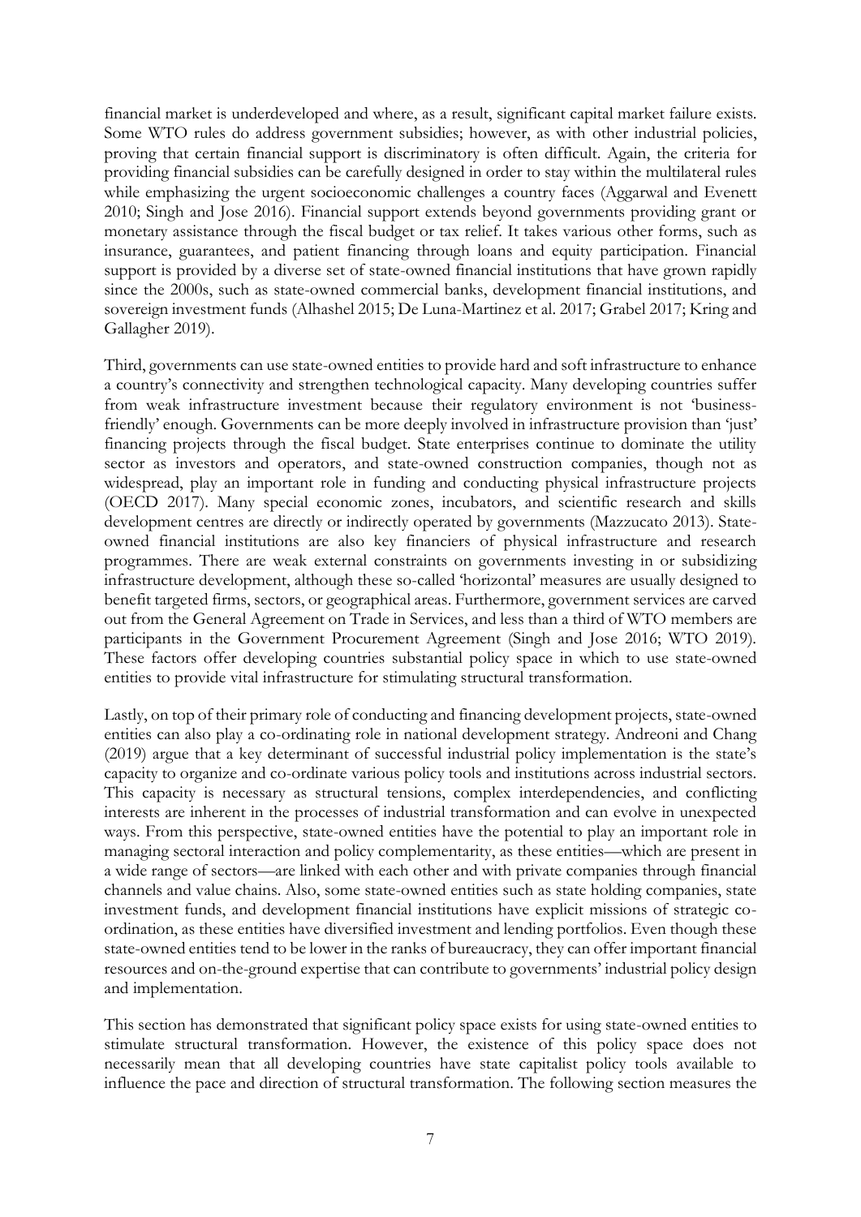financial market is underdeveloped and where, as a result, significant capital market failure exists. Some WTO rules do address government subsidies; however, as with other industrial policies, proving that certain financial support is discriminatory is often difficult. Again, the criteria for providing financial subsidies can be carefully designed in order to stay within the multilateral rules while emphasizing the urgent socioeconomic challenges a country faces (Aggarwal and Evenett 2010; Singh and Jose 2016). Financial support extends beyond governments providing grant or monetary assistance through the fiscal budget or tax relief. It takes various other forms, such as insurance, guarantees, and patient financing through loans and equity participation. Financial support is provided by a diverse set of state-owned financial institutions that have grown rapidly since the 2000s, such as state-owned commercial banks, development financial institutions, and sovereign investment funds (Alhashel 2015; De Luna-Martinez et al. 2017; Grabel 2017; Kring and Gallagher 2019).

Third, governments can use state-owned entities to provide hard and soft infrastructure to enhance a country's connectivity and strengthen technological capacity. Many developing countries suffer from weak infrastructure investment because their regulatory environment is not 'business-friendly' enough. Governments can be more deeply involved in infrastructure provision than 'just' financing projects through the fiscal budget. State enterprises continue to dominate the utility sector as investors and operators, and state-owned construction companies, though not as widespread, play an important role in funding and conducting physical infrastructure projects (OECD 2017). Many special economic zones, incubators, and scientific research and skills development centres are directly or indirectly operated by governments (Mazzucato 2013). State-owned financial institutions are also key financiers of physical infrastructure and research programmes. There are weak external constraints on governments investing in or subsidizing infrastructure development, although these so-called 'horizontal' measures are usually designed to benefit targeted firms, sectors, or geographical areas. Furthermore, government services are carved out from the General Agreement on Trade in Services, and less than a third of WTO members are participants in the Government Procurement Agreement (Singh and Jose 2016; WTO 2019). These factors offer developing countries substantial policy space in which to use state-owned entities to provide vital infrastructure for stimulating structural transformation.

Lastly, on top of their primary role of conducting and financing development projects, state-owned entities can also play a co-ordinating role in national development strategy. Andreoni and Chang (2019) argue that a key determinant of successful industrial policy implementation is the state's capacity to organize and co-ordinate various policy tools and institutions across industrial sectors. This capacity is necessary as structural tensions, complex interdependencies, and conflicting interests are inherent in the processes of industrial transformation and can evolve in unexpected ways. From this perspective, state-owned entities have the potential to play an important role in managing sectoral interaction and policy complementarity, as these entities—which are present in a wide range of sectors—are linked with each other and with private companies through financial channels and value chains. Also, some state-owned entities such as state holding companies, state investment funds, and development financial institutions have explicit missions of strategic co-ordination, as these entities have diversified investment and lending portfolios. Even though these state-owned entities tend to be lower in the ranks of bureaucracy, they can offer important financial resources and on-the-ground expertise that can contribute to governments' industrial policy design and implementation.

This section has demonstrated that significant policy space exists for using state-owned entities to stimulate structural transformation. However, the existence of this policy space does not necessarily mean that all developing countries have state capitalist policy tools available to influence the pace and direction of structural transformation. The following section measures the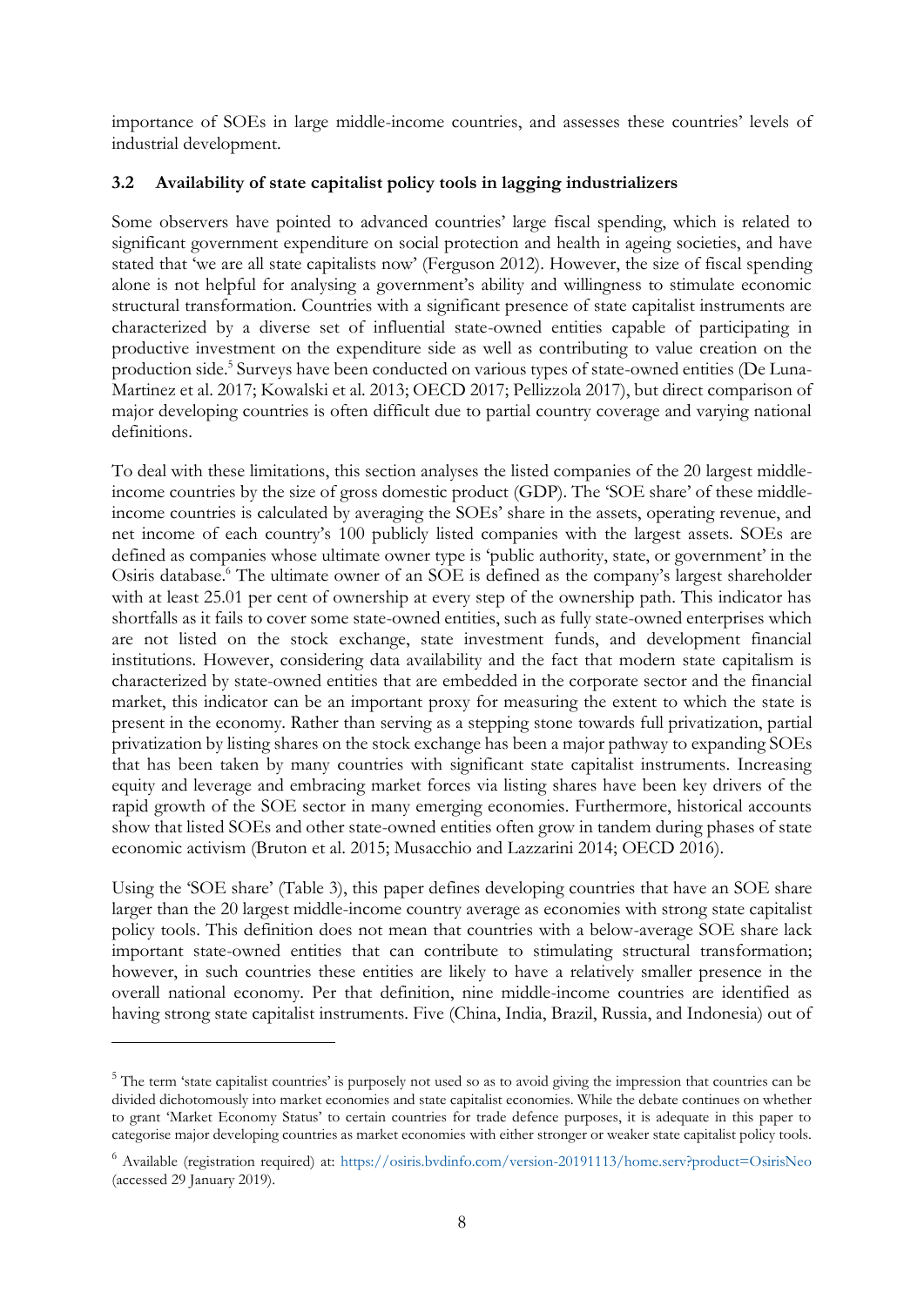importance of SOEs in large middle-income countries, and assesses these countries' levels of industrial development.

### 3.2 Availability of state capitalist policy tools in lagging industrializers

Some observers have pointed to advanced countries' large fiscal spending, which is related to significant government expenditure on social protection and health in ageing societies, and have stated that 'we are all state capitalists now' (Ferguson 2012). However, the size of fiscal spending alone is not helpful for analysing a government's ability and willingness to stimulate economic structural transformation. Countries with a significant presence of state capitalist instruments are characterized by a diverse set of influential state-owned entities capable of participating in productive investment on the expenditure side as well as contributing to value creation on the production side.[5] Surveys have been conducted on various types of state-owned entities (De Luna-Martinez et al. 2017; Kowalski et al. 2013; OECD 2017; Pellizzola 2017), but direct comparison of major developing countries is often difficult due to partial country coverage and varying national definitions.

To deal with these limitations, this section analyses the listed companies of the 20 largest middle-income countries by the size of gross domestic product (GDP). The 'SOE share' of these middle-income countries is calculated by averaging the SOEs' share in the assets, operating revenue, and net income of each country's 100 publicly listed companies with the largest assets. SOEs are defined as companies whose ultimate owner type is 'public authority, state, or government' in the Osiris database.[6] The ultimate owner of an SOE is defined as the company's largest shareholder with at least 25.01 per cent of ownership at every step of the ownership path. This indicator has shortfalls as it fails to cover some state-owned entities, such as fully state-owned enterprises which are not listed on the stock exchange, state investment funds, and development financial institutions. However, considering data availability and the fact that modern state capitalism is characterized by state-owned entities that are embedded in the corporate sector and the financial market, this indicator can be an important proxy for measuring the extent to which the state is present in the economy. Rather than serving as a stepping stone towards full privatization, partial privatization by listing shares on the stock exchange has been a major pathway to expanding SOEs that has been taken by many countries with significant state capitalist instruments. Increasing equity and leverage and embracing market forces via listing shares have been key drivers of the rapid growth of the SOE sector in many emerging economies. Furthermore, historical accounts show that listed SOEs and other state-owned entities often grow in tandem during phases of state economic activism (Bruton et al. 2015; Musacchio and Lazzarini 2014; OECD 2016).

Using the 'SOE share' (Table 3), this paper defines developing countries that have an SOE share larger than the 20 largest middle-income country average as economies with strong state capitalist policy tools. This definition does not mean that countries with a below-average SOE share lack important state-owned entities that can contribute to stimulating structural transformation; however, in such countries these entities are likely to have a relatively smaller presence in the overall national economy. Per that definition, nine middle-income countries are identified as having strong state capitalist instruments. Five (China, India, Brazil, Russia, and Indonesia) out of

---

[5] The term 'state capitalist countries' is purposely not used so as to avoid giving the impression that countries can be divided dichotomously into market economies and state capitalist economies. While the debate continues on whether to grant 'Market Economy Status' to certain countries for trade defence purposes, it is adequate in this paper to categorise major developing countries as market economies with either stronger or weaker state capitalist policy tools.

[6] Available (registration required) at: https://osiris.bvdinfo.com/version-20191113/home.serv?product=OsirisNeo (accessed 29 January 2019).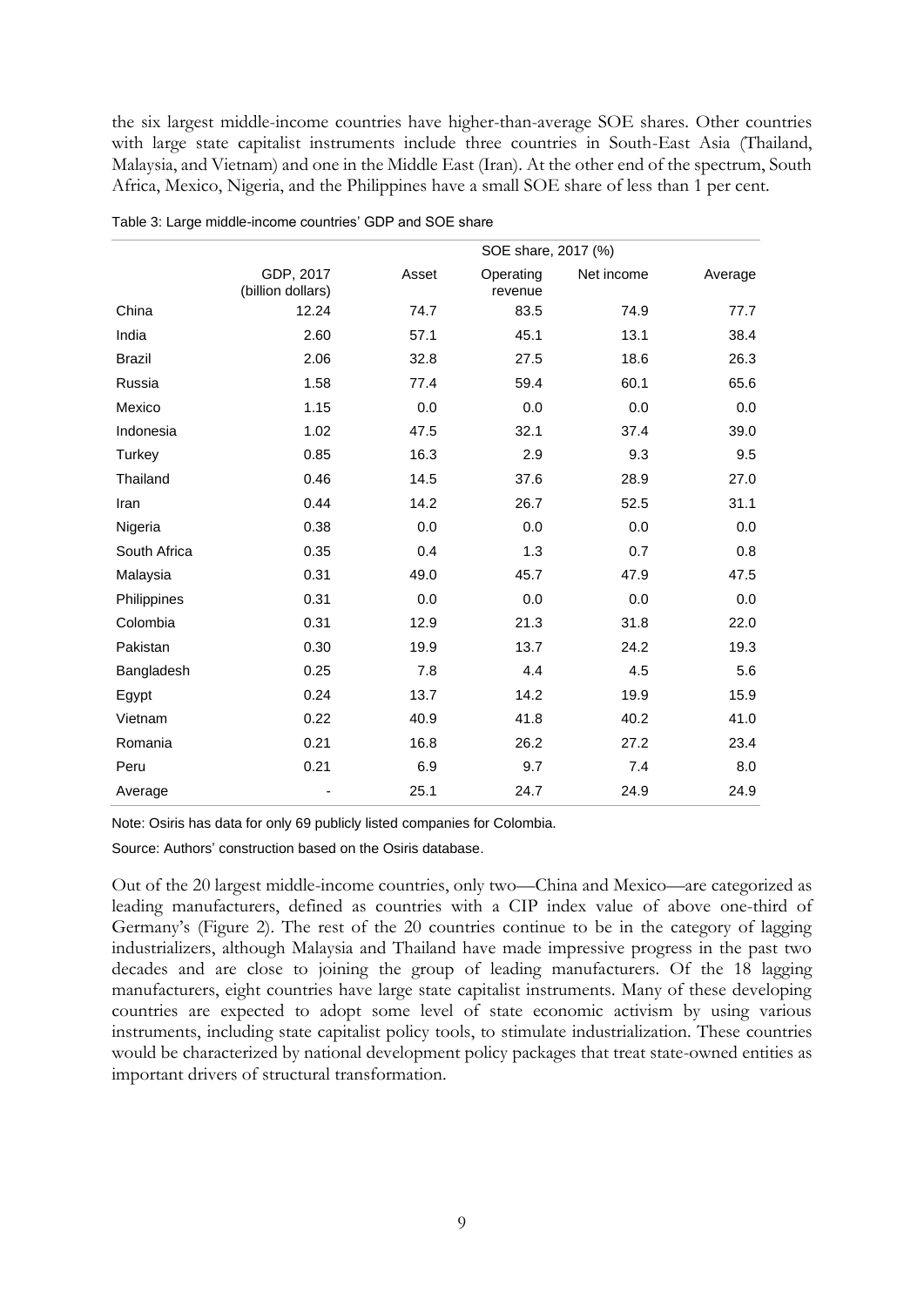the six largest middle-income countries have higher-than-average SOE shares. Other countries with large state capitalist instruments include three countries in South-East Asia (Thailand, Malaysia, and Vietnam) and one in the Middle East (Iran). At the other end of the spectrum, South Africa, Mexico, Nigeria, and the Philippines have a small SOE share of less than 1 per cent.

Table 3: Large middle-income countries' GDP and SOE share

| | | SOE share, 2017 (%) | | | |
|---|---|---|---|---|---|
| | GDP, 2017 (billion dollars) | Asset | Operating revenue | Net income | Average |
| China | 12.24 | 74.7 | 83.5 | 74.9 | 77.7 |
| India | 2.60 | 57.1 | 45.1 | 13.1 | 38.4 |
| Brazil | 2.06 | 32.8 | 27.5 | 18.6 | 26.3 |
| Russia | 1.58 | 77.4 | 59.4 | 60.1 | 65.6 |
| Mexico | 1.15 | 0.0 | 0.0 | 0.0 | 0.0 |
| Indonesia | 1.02 | 47.5 | 32.1 | 37.4 | 39.0 |
| Turkey | 0.85 | 16.3 | 2.9 | 9.3 | 9.5 |
| Thailand | 0.46 | 14.5 | 37.6 | 28.9 | 27.0 |
| Iran | 0.44 | 14.2 | 26.7 | 52.5 | 31.1 |
| Nigeria | 0.38 | 0.0 | 0.0 | 0.0 | 0.0 |
| South Africa | 0.35 | 0.4 | 1.3 | 0.7 | 0.8 |
| Malaysia | 0.31 | 49.0 | 45.7 | 47.9 | 47.5 |
| Philippines | 0.31 | 0.0 | 0.0 | 0.0 | 0.0 |
| Colombia | 0.31 | 12.9 | 21.3 | 31.8 | 22.0 |
| Pakistan | 0.30 | 19.9 | 13.7 | 24.2 | 19.3 |
| Bangladesh | 0.25 | 7.8 | 4.4 | 4.5 | 5.6 |
| Egypt | 0.24 | 13.7 | 14.2 | 19.9 | 15.9 |
| Vietnam | 0.22 | 40.9 | 41.8 | 40.2 | 41.0 |
| Romania | 0.21 | 16.8 | 26.2 | 27.2 | 23.4 |
| Peru | 0.21 | 6.9 | 9.7 | 7.4 | 8.0 |
| Average | - | 25.1 | 24.7 | 24.9 | 24.9 |

Note: Osiris has data for only 69 publicly listed companies for Colombia.

Source: Authors' construction based on the Osiris database.

Out of the 20 largest middle-income countries, only two—China and Mexico—are categorized as leading manufacturers, defined as countries with a CIP index value of above one-third of Germany's (Figure 2). The rest of the 20 countries continue to be in the category of lagging industrializers, although Malaysia and Thailand have made impressive progress in the past two decades and are close to joining the group of leading manufacturers. Of the 18 lagging manufacturers, eight countries have large state capitalist instruments. Many of these developing countries are expected to adopt some level of state economic activism by using various instruments, including state capitalist policy tools, to stimulate industrialization. These countries would be characterized by national development policy packages that treat state-owned entities as important drivers of structural transformation.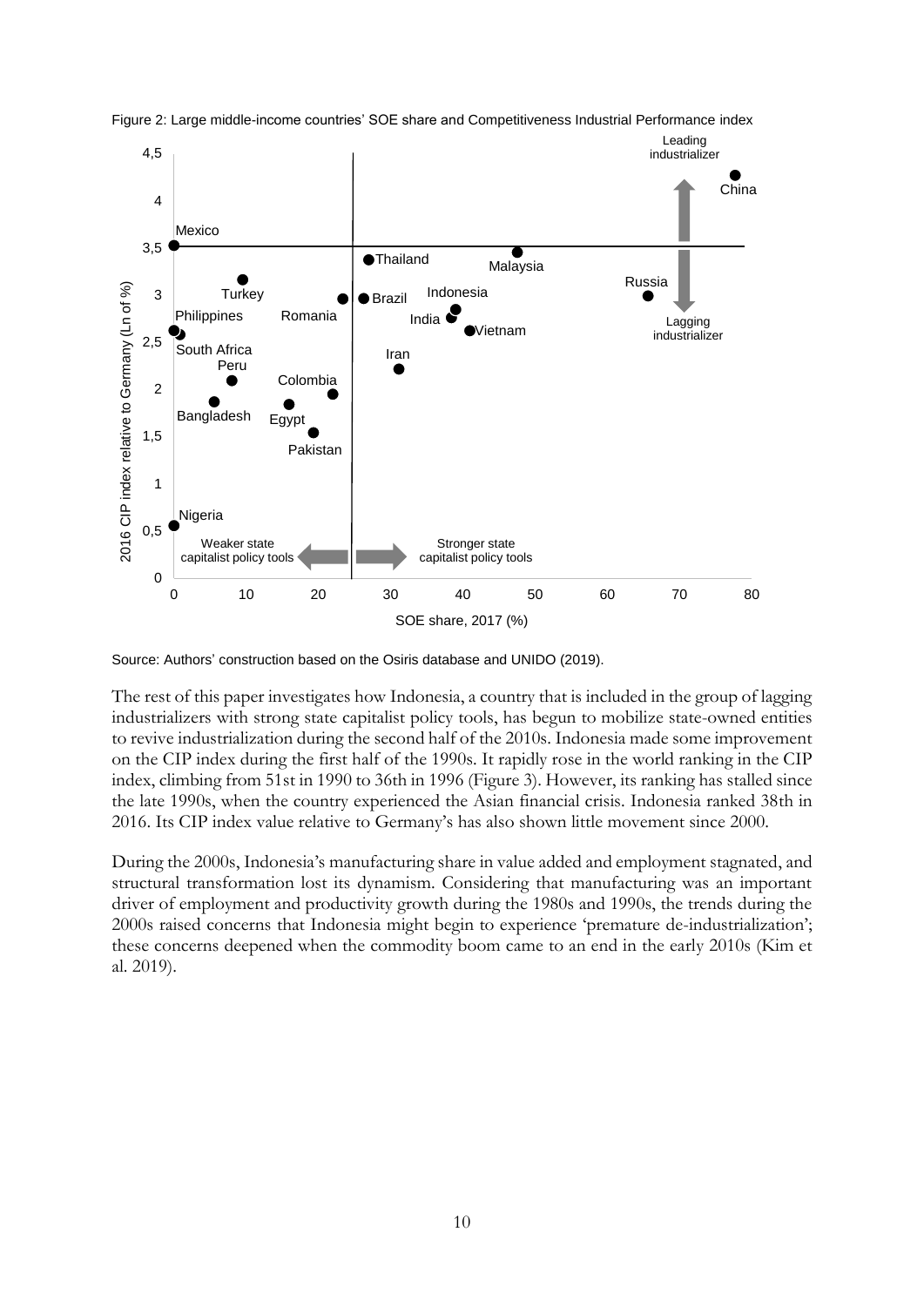Figure 2: Large middle-income countries' SOE share and Competitiveness Industrial Performance index

Source: Authors' construction based on the Osiris database and UNIDO (2019).

The rest of this paper investigates how Indonesia, a country that is included in the group of lagging industrializers with strong state capitalist policy tools, has begun to mobilize state-owned entities to revive industrialization during the second half of the 2010s. Indonesia made some improvement on the CIP index during the first half of the 1990s. It rapidly rose in the world ranking in the CIP index, climbing from 51st in 1990 to 36th in 1996 (Figure 3). However, its ranking has stalled since the late 1990s, when the country experienced the Asian financial crisis. Indonesia ranked 38th in 2016. Its CIP index value relative to Germany's has also shown little movement since 2000.

During the 2000s, Indonesia's manufacturing share in value added and employment stagnated, and structural transformation lost its dynamism. Considering that manufacturing was an important driver of employment and productivity growth during the 1980s and 1990s, the trends during the 2000s raised concerns that Indonesia might begin to experience 'premature de-industrialization'; these concerns deepened when the commodity boom came to an end in the early 2010s (Kim et al. 2019).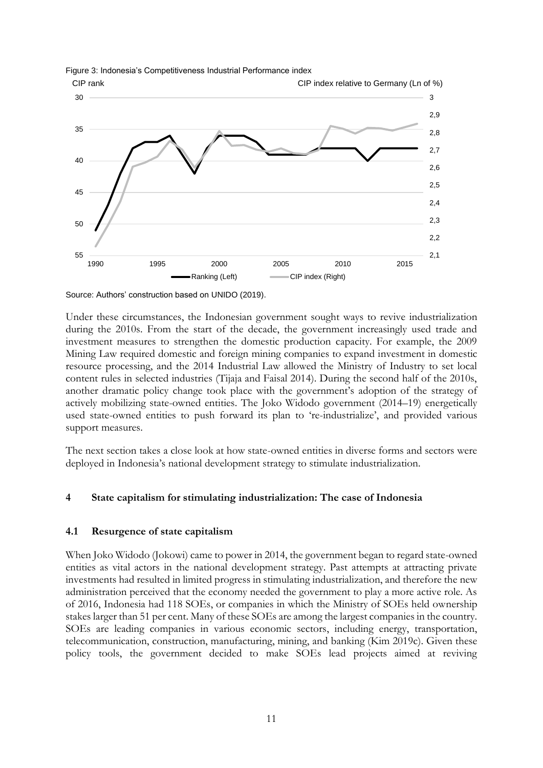Figure 3: Indonesia's Competitiveness Industrial Performance index

Source: Authors' construction based on UNIDO (2019).

Under these circumstances, the Indonesian government sought ways to revive industrialization during the 2010s. From the start of the decade, the government increasingly used trade and investment measures to strengthen the domestic production capacity. For example, the 2009 Mining Law required domestic and foreign mining companies to expand investment in domestic resource processing, and the 2014 Industrial Law allowed the Ministry of Industry to set local content rules in selected industries (Tijaja and Faisal 2014). During the second half of the 2010s, another dramatic policy change took place with the government's adoption of the strategy of actively mobilizing state-owned entities. The Joko Widodo government (2014–19) energetically used state-owned entities to push forward its plan to 're-industrialize', and provided various support measures.

The next section takes a close look at how state-owned entities in diverse forms and sectors were deployed in Indonesia's national development strategy to stimulate industrialization.

## 4 State capitalism for stimulating industrialization: The case of Indonesia

### 4.1 Resurgence of state capitalism

When Joko Widodo (Jokowi) came to power in 2014, the government began to regard state-owned entities as vital actors in the national development strategy. Past attempts at attracting private investments had resulted in limited progress in stimulating industrialization, and therefore the new administration perceived that the economy needed the government to play a more active role. As of 2016, Indonesia had 118 SOEs, or companies in which the Ministry of SOEs held ownership stakes larger than 51 per cent. Many of these SOEs are among the largest companies in the country. SOEs are leading companies in various economic sectors, including energy, transportation, telecommunication, construction, manufacturing, mining, and banking (Kim 2019c). Given these policy tools, the government decided to make SOEs lead projects aimed at reviving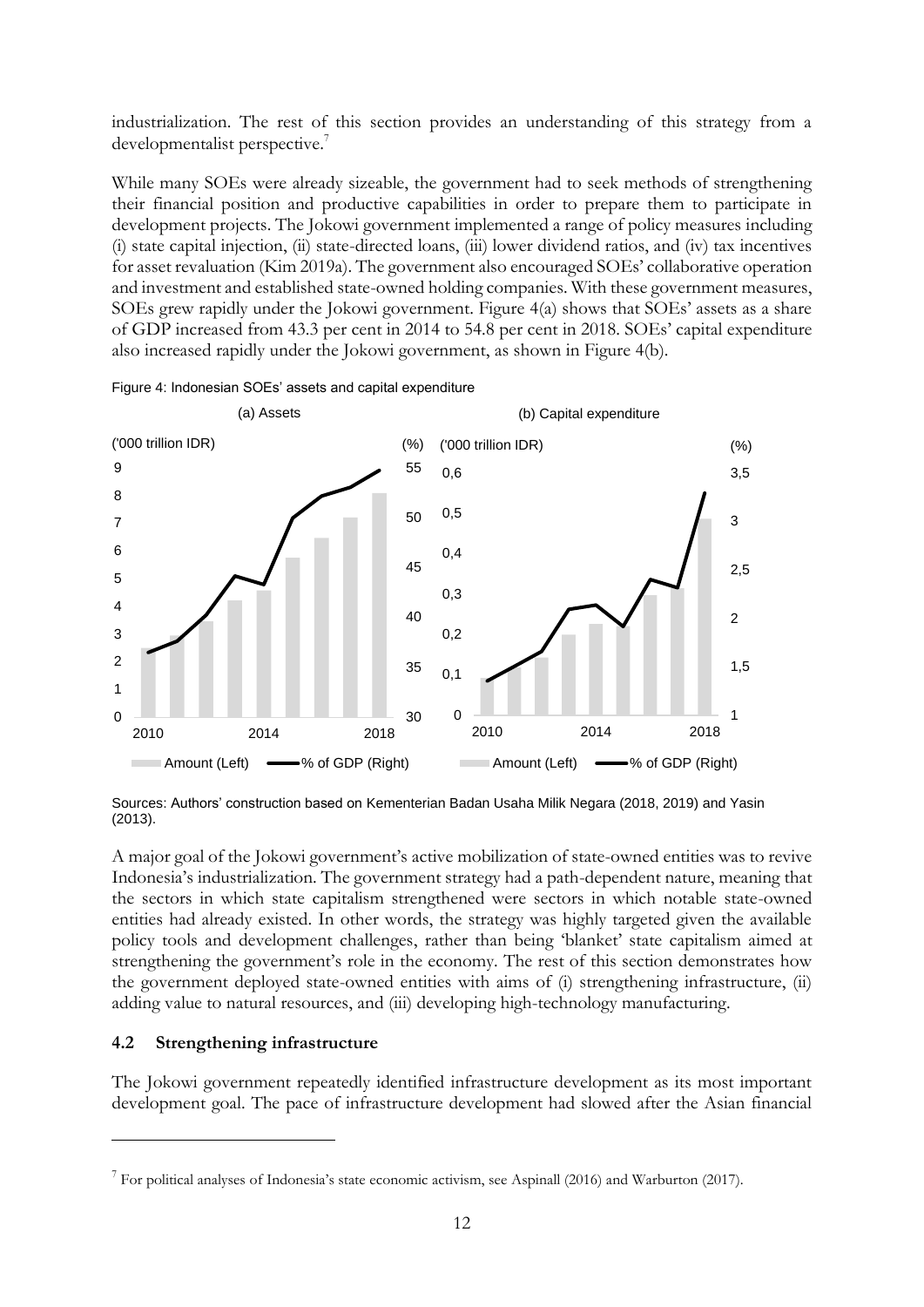industrialization. The rest of this section provides an understanding of this strategy from a developmentalist perspective.[7]

While many SOEs were already sizeable, the government had to seek methods of strengthening their financial position and productive capabilities in order to prepare them to participate in development projects. The Jokowi government implemented a range of policy measures including (i) state capital injection, (ii) state-directed loans, (iii) lower dividend ratios, and (iv) tax incentives for asset revaluation (Kim 2019a). The government also encouraged SOEs' collaborative operation and investment and established state-owned holding companies. With these government measures, SOEs grew rapidly under the Jokowi government. Figure 4(a) shows that SOEs' assets as a share of GDP increased from 43.3 per cent in 2014 to 54.8 per cent in 2018. SOEs' capital expenditure also increased rapidly under the Jokowi government, as shown in Figure 4(b).

Figure 4: Indonesian SOEs' assets and capital expenditure

Sources: Authors' construction based on Kementerian Badan Usaha Milik Negara (2018, 2019) and Yasin (2013).

A major goal of the Jokowi government's active mobilization of state-owned entities was to revive Indonesia's industrialization. The government strategy had a path-dependent nature, meaning that the sectors in which state capitalism strengthened were sectors in which notable state-owned entities had already existed. In other words, the strategy was highly targeted given the available policy tools and development challenges, rather than being 'blanket' state capitalism aimed at strengthening the government's role in the economy. The rest of this section demonstrates how the government deployed state-owned entities with aims of (i) strengthening infrastructure, (ii) adding value to natural resources, and (iii) developing high-technology manufacturing.

### 4.2 Strengthening infrastructure

The Jokowi government repeatedly identified infrastructure development as its most important development goal. The pace of infrastructure development had slowed after the Asian financial

[7] For political analyses of Indonesia's state economic activism, see Aspinall (2016) and Warburton (2017).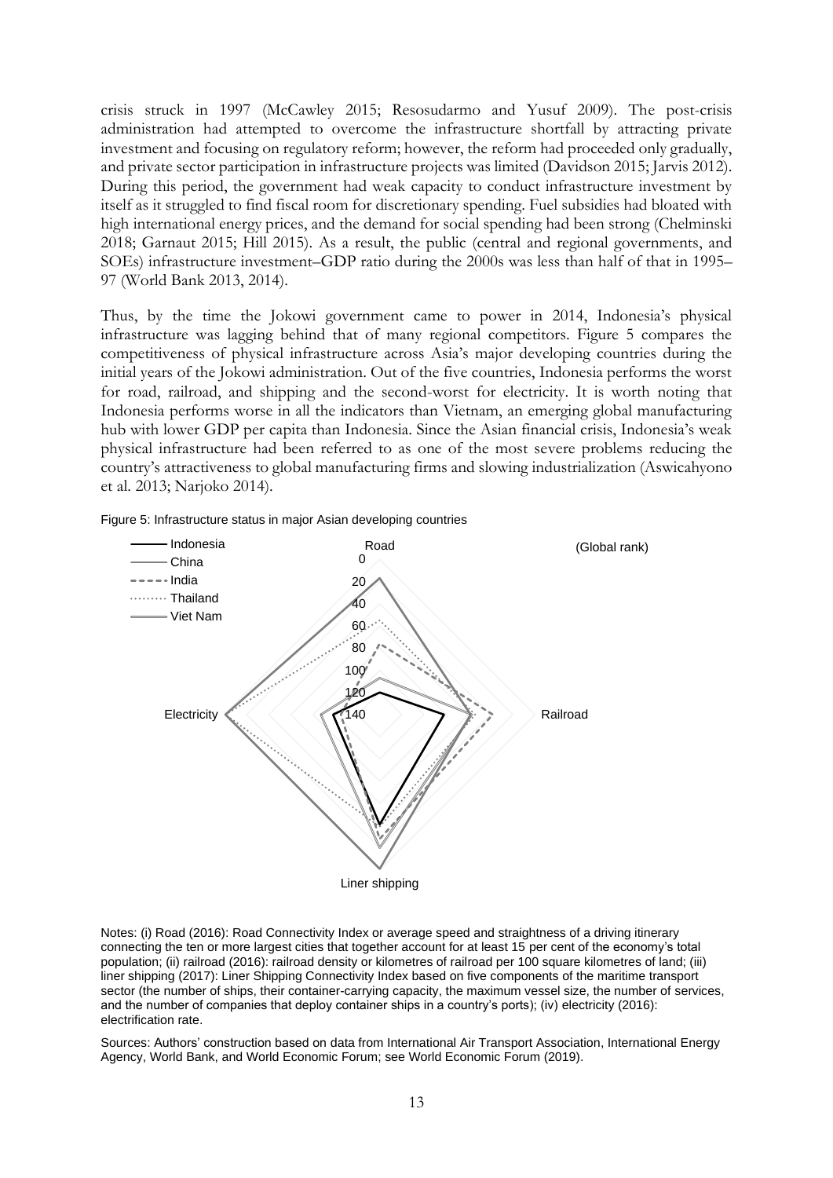crisis struck in 1997 (McCawley 2015; Resosudarmo and Yusuf 2009). The post-crisis administration had attempted to overcome the infrastructure shortfall by attracting private investment and focusing on regulatory reform; however, the reform had proceeded only gradually, and private sector participation in infrastructure projects was limited (Davidson 2015; Jarvis 2012). During this period, the government had weak capacity to conduct infrastructure investment by itself as it struggled to find fiscal room for discretionary spending. Fuel subsidies had bloated with high international energy prices, and the demand for social spending had been strong (Chelminski 2018; Garnaut 2015; Hill 2015). As a result, the public (central and regional governments, and SOEs) infrastructure investment–GDP ratio during the 2000s was less than half of that in 1995–97 (World Bank 2013, 2014).

Thus, by the time the Jokowi government came to power in 2014, Indonesia's physical infrastructure was lagging behind that of many regional competitors. Figure 5 compares the competitiveness of physical infrastructure across Asia's major developing countries during the initial years of the Jokowi administration. Out of the five countries, Indonesia performs the worst for road, railroad, and shipping and the second-worst for electricity. It is worth noting that Indonesia performs worse in all the indicators than Vietnam, an emerging global manufacturing hub with lower GDP per capita than Indonesia. Since the Asian financial crisis, Indonesia's weak physical infrastructure had been referred to as one of the most severe problems reducing the country's attractiveness to global manufacturing firms and slowing industrialization (Aswicahyono et al. 2013; Narjoko 2014).

Figure 5: Infrastructure status in major Asian developing countries

Notes: (i) Road (2016): Road Connectivity Index or average speed and straightness of a driving itinerary connecting the ten or more largest cities that together account for at least 15 per cent of the economy's total population; (ii) railroad (2016): railroad density or kilometres of railroad per 100 square kilometres of land; (iii) liner shipping (2017): Liner Shipping Connectivity Index based on five components of the maritime transport sector (the number of ships, their container-carrying capacity, the maximum vessel size, the number of services, and the number of companies that deploy container ships in a country's ports); (iv) electricity (2016): electrification rate.

Sources: Authors' construction based on data from International Air Transport Association, International Energy Agency, World Bank, and World Economic Forum; see World Economic Forum (2019).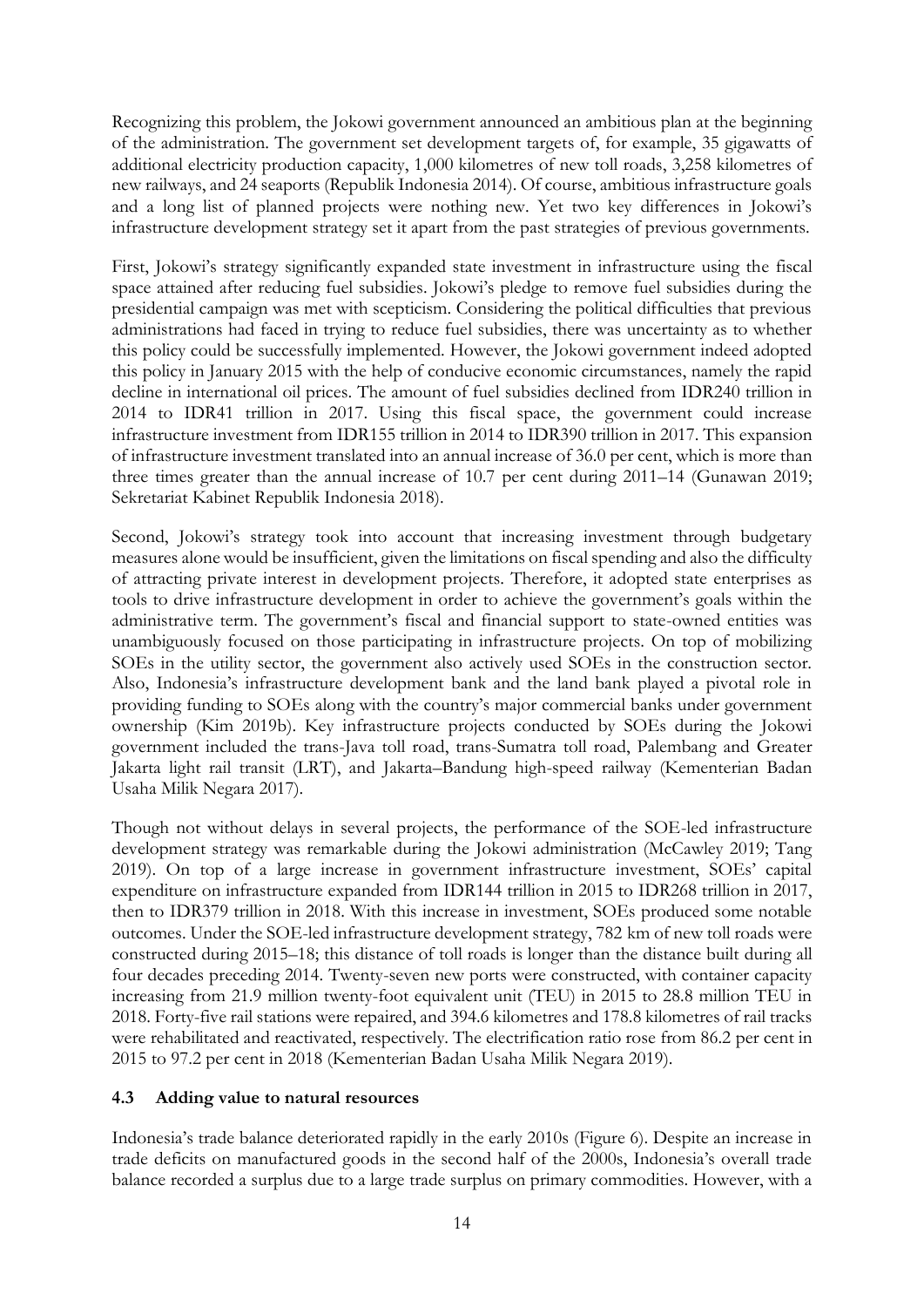Recognizing this problem, the Jokowi government announced an ambitious plan at the beginning of the administration. The government set development targets of, for example, 35 gigawatts of additional electricity production capacity, 1,000 kilometres of new toll roads, 3,258 kilometres of new railways, and 24 seaports (Republik Indonesia 2014). Of course, ambitious infrastructure goals and a long list of planned projects were nothing new. Yet two key differences in Jokowi's infrastructure development strategy set it apart from the past strategies of previous governments.

First, Jokowi's strategy significantly expanded state investment in infrastructure using the fiscal space attained after reducing fuel subsidies. Jokowi's pledge to remove fuel subsidies during the presidential campaign was met with scepticism. Considering the political difficulties that previous administrations had faced in trying to reduce fuel subsidies, there was uncertainty as to whether this policy could be successfully implemented. However, the Jokowi government indeed adopted this policy in January 2015 with the help of conducive economic circumstances, namely the rapid decline in international oil prices. The amount of fuel subsidies declined from IDR240 trillion in 2014 to IDR41 trillion in 2017. Using this fiscal space, the government could increase infrastructure investment from IDR155 trillion in 2014 to IDR390 trillion in 2017. This expansion of infrastructure investment translated into an annual increase of 36.0 per cent, which is more than three times greater than the annual increase of 10.7 per cent during 2011–14 (Gunawan 2019; Sekretariat Kabinet Republik Indonesia 2018).

Second, Jokowi's strategy took into account that increasing investment through budgetary measures alone would be insufficient, given the limitations on fiscal spending and also the difficulty of attracting private interest in development projects. Therefore, it adopted state enterprises as tools to drive infrastructure development in order to achieve the government's goals within the administrative term. The government's fiscal and financial support to state-owned entities was unambiguously focused on those participating in infrastructure projects. On top of mobilizing SOEs in the utility sector, the government also actively used SOEs in the construction sector. Also, Indonesia's infrastructure development bank and the land bank played a pivotal role in providing funding to SOEs along with the country's major commercial banks under government ownership (Kim 2019b). Key infrastructure projects conducted by SOEs during the Jokowi government included the trans-Java toll road, trans-Sumatra toll road, Palembang and Greater Jakarta light rail transit (LRT), and Jakarta–Bandung high-speed railway (Kementerian Badan Usaha Milik Negara 2017).

Though not without delays in several projects, the performance of the SOE-led infrastructure development strategy was remarkable during the Jokowi administration (McCawley 2019; Tang 2019). On top of a large increase in government infrastructure investment, SOEs' capital expenditure on infrastructure expanded from IDR144 trillion in 2015 to IDR268 trillion in 2017, then to IDR379 trillion in 2018. With this increase in investment, SOEs produced some notable outcomes. Under the SOE-led infrastructure development strategy, 782 km of new toll roads were constructed during 2015–18; this distance of toll roads is longer than the distance built during all four decades preceding 2014. Twenty-seven new ports were constructed, with container capacity increasing from 21.9 million twenty-foot equivalent unit (TEU) in 2015 to 28.8 million TEU in 2018. Forty-five rail stations were repaired, and 394.6 kilometres and 178.8 kilometres of rail tracks were rehabilitated and reactivated, respectively. The electrification ratio rose from 86.2 per cent in 2015 to 97.2 per cent in 2018 (Kementerian Badan Usaha Milik Negara 2019).

### 4.3 Adding value to natural resources

Indonesia's trade balance deteriorated rapidly in the early 2010s (Figure 6). Despite an increase in trade deficits on manufactured goods in the second half of the 2000s, Indonesia's overall trade balance recorded a surplus due to a large trade surplus on primary commodities. However, with a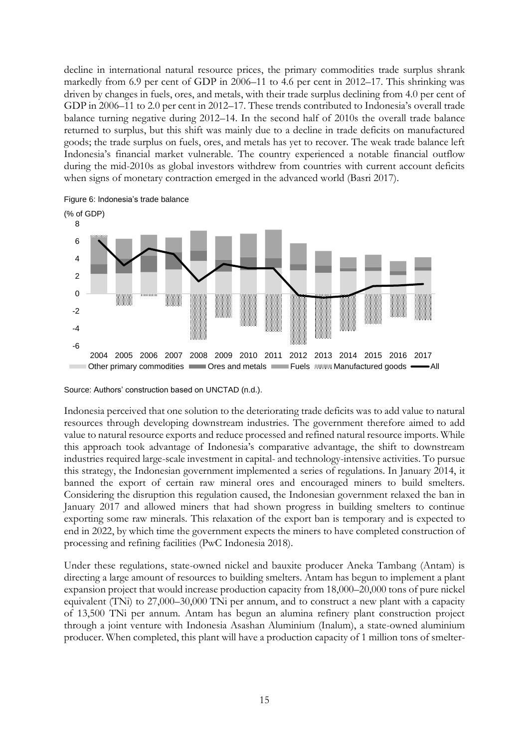decline in international natural resource prices, the primary commodities trade surplus shrank markedly from 6.9 per cent of GDP in 2006–11 to 4.6 per cent in 2012–17. This shrinking was driven by changes in fuels, ores, and metals, with their trade surplus declining from 4.0 per cent of GDP in 2006–11 to 2.0 per cent in 2012–17. These trends contributed to Indonesia's overall trade balance turning negative during 2012–14. In the second half of 2010s the overall trade balance returned to surplus, but this shift was mainly due to a decline in trade deficits on manufactured goods; the trade surplus on fuels, ores, and metals has yet to recover. The weak trade balance left Indonesia's financial market vulnerable. The country experienced a notable financial outflow during the mid-2010s as global investors withdrew from countries with current account deficits when signs of monetary contraction emerged in the advanced world (Basri 2017).

Figure 6: Indonesia's trade balance

Source: Authors' construction based on UNCTAD (n.d.).

Indonesia perceived that one solution to the deteriorating trade deficits was to add value to natural resources through developing downstream industries. The government therefore aimed to add value to natural resource exports and reduce processed and refined natural resource imports. While this approach took advantage of Indonesia's comparative advantage, the shift to downstream industries required large-scale investment in capital- and technology-intensive activities. To pursue this strategy, the Indonesian government implemented a series of regulations. In January 2014, it banned the export of certain raw mineral ores and encouraged miners to build smelters. Considering the disruption this regulation caused, the Indonesian government relaxed the ban in January 2017 and allowed miners that had shown progress in building smelters to continue exporting some raw minerals. This relaxation of the export ban is temporary and is expected to end in 2022, by which time the government expects the miners to have completed construction of processing and refining facilities (PwC Indonesia 2018).

Under these regulations, state-owned nickel and bauxite producer Aneka Tambang (Antam) is directing a large amount of resources to building smelters. Antam has begun to implement a plant expansion project that would increase production capacity from 18,000–20,000 tons of pure nickel equivalent (TNi) to 27,000–30,000 TNi per annum, and to construct a new plant with a capacity of 13,500 TNi per annum. Antam has begun an alumina refinery plant construction project through a joint venture with Indonesia Asashan Aluminium (Inalum), a state-owned aluminium producer. When completed, this plant will have a production capacity of 1 million tons of smelter-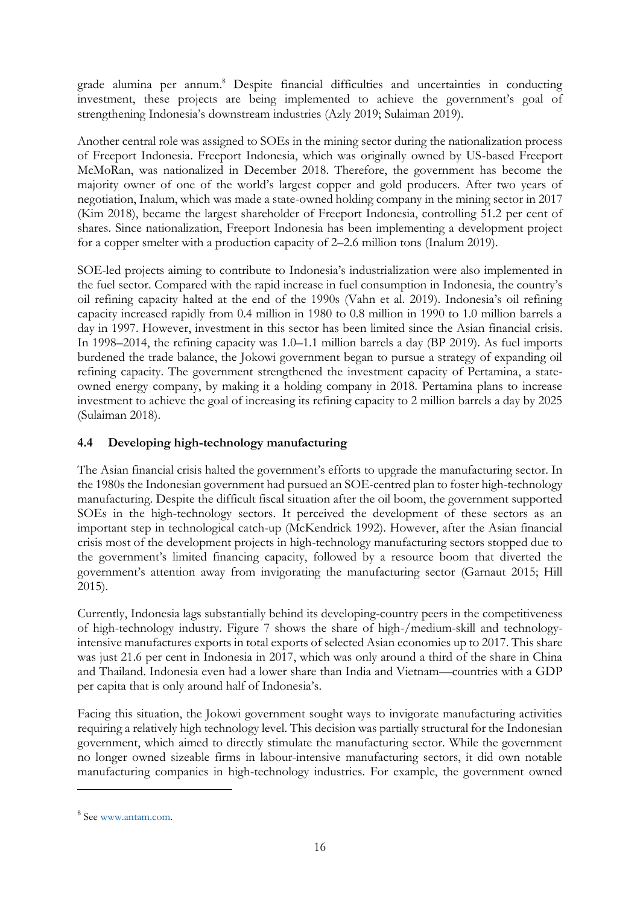grade alumina per annum.[8] Despite financial difficulties and uncertainties in conducting investment, these projects are being implemented to achieve the government's goal of strengthening Indonesia's downstream industries (Azly 2019; Sulaiman 2019).

Another central role was assigned to SOEs in the mining sector during the nationalization process of Freeport Indonesia. Freeport Indonesia, which was originally owned by US-based Freeport McMoRan, was nationalized in December 2018. Therefore, the government has become the majority owner of one of the world's largest copper and gold producers. After two years of negotiation, Inalum, which was made a state-owned holding company in the mining sector in 2017 (Kim 2018), became the largest shareholder of Freeport Indonesia, controlling 51.2 per cent of shares. Since nationalization, Freeport Indonesia has been implementing a development project for a copper smelter with a production capacity of 2–2.6 million tons (Inalum 2019).

SOE-led projects aiming to contribute to Indonesia's industrialization were also implemented in the fuel sector. Compared with the rapid increase in fuel consumption in Indonesia, the country's oil refining capacity halted at the end of the 1990s (Vahn et al. 2019). Indonesia's oil refining capacity increased rapidly from 0.4 million in 1980 to 0.8 million in 1990 to 1.0 million barrels a day in 1997. However, investment in this sector has been limited since the Asian financial crisis. In 1998–2014, the refining capacity was 1.0–1.1 million barrels a day (BP 2019). As fuel imports burdened the trade balance, the Jokowi government began to pursue a strategy of expanding oil refining capacity. The government strengthened the investment capacity of Pertamina, a state-owned energy company, by making it a holding company in 2018. Pertamina plans to increase investment to achieve the goal of increasing its refining capacity to 2 million barrels a day by 2025 (Sulaiman 2018).

### 4.4 Developing high-technology manufacturing

The Asian financial crisis halted the government's efforts to upgrade the manufacturing sector. In the 1980s the Indonesian government had pursued an SOE-centred plan to foster high-technology manufacturing. Despite the difficult fiscal situation after the oil boom, the government supported SOEs in the high-technology sectors. It perceived the development of these sectors as an important step in technological catch-up (McKendrick 1992). However, after the Asian financial crisis most of the development projects in high-technology manufacturing sectors stopped due to the government's limited financing capacity, followed by a resource boom that diverted the government's attention away from invigorating the manufacturing sector (Garnaut 2015; Hill 2015).

Currently, Indonesia lags substantially behind its developing-country peers in the competitiveness of high-technology industry. Figure 7 shows the share of high-/medium-skill and technology-intensive manufactures exports in total exports of selected Asian economies up to 2017. This share was just 21.6 per cent in Indonesia in 2017, which was only around a third of the share in China and Thailand. Indonesia even had a lower share than India and Vietnam—countries with a GDP per capita that is only around half of Indonesia's.

Facing this situation, the Jokowi government sought ways to invigorate manufacturing activities requiring a relatively high technology level. This decision was partially structural for the Indonesian government, which aimed to directly stimulate the manufacturing sector. While the government no longer owned sizeable firms in labour-intensive manufacturing sectors, it did own notable manufacturing companies in high-technology industries. For example, the government owned

---

[8] See www.antam.com.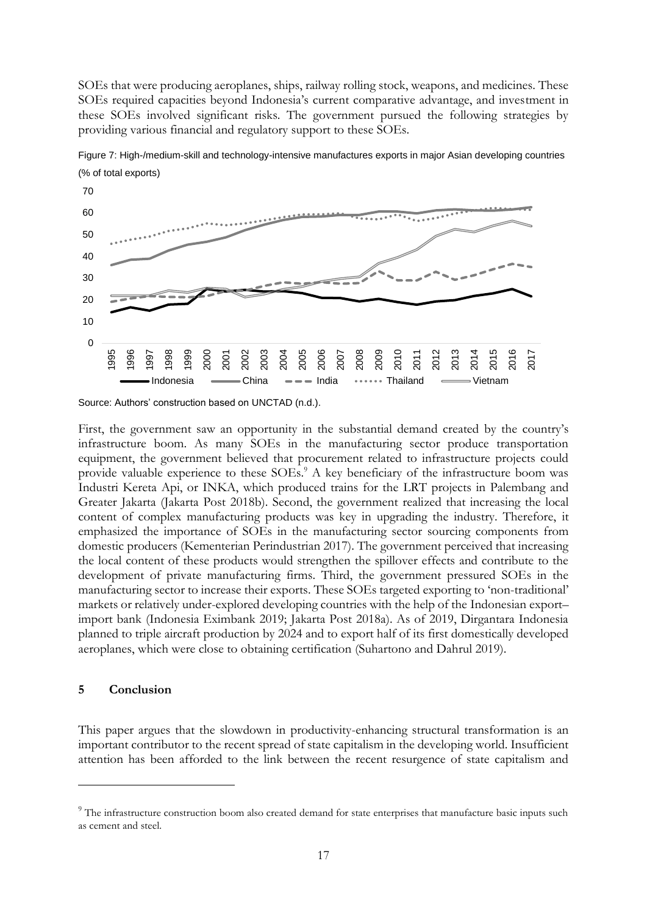SOEs that were producing aeroplanes, ships, railway rolling stock, weapons, and medicines. These SOEs required capacities beyond Indonesia's current comparative advantage, and investment in these SOEs involved significant risks. The government pursued the following strategies by providing various financial and regulatory support to these SOEs.

Figure 7: High-/medium-skill and technology-intensive manufactures exports in major Asian developing countries (% of total exports)

Source: Authors' construction based on UNCTAD (n.d.).

First, the government saw an opportunity in the substantial demand created by the country's infrastructure boom. As many SOEs in the manufacturing sector produce transportation equipment, the government believed that procurement related to infrastructure projects could provide valuable experience to these SOEs.[9] A key beneficiary of the infrastructure boom was Industri Kereta Api, or INKA, which produced trains for the LRT projects in Palembang and Greater Jakarta (Jakarta Post 2018b). Second, the government realized that increasing the local content of complex manufacturing products was key in upgrading the industry. Therefore, it emphasized the importance of SOEs in the manufacturing sector sourcing components from domestic producers (Kementerian Perindustrian 2017). The government perceived that increasing the local content of these products would strengthen the spillover effects and contribute to the development of private manufacturing firms. Third, the government pressured SOEs in the manufacturing sector to increase their exports. These SOEs targeted exporting to 'non-traditional' markets or relatively under-explored developing countries with the help of the Indonesian export–import bank (Indonesia Eximbank 2019; Jakarta Post 2018a). As of 2019, Dirgantara Indonesia planned to triple aircraft production by 2024 and to export half of its first domestically developed aeroplanes, which were close to obtaining certification (Suhartono and Dahrul 2019).

## 5 Conclusion

This paper argues that the slowdown in productivity-enhancing structural transformation is an important contributor to the recent spread of state capitalism in the developing world. Insufficient attention has been afforded to the link between the recent resurgence of state capitalism and

---

[9] The infrastructure construction boom also created demand for state enterprises that manufacture basic inputs such as cement and steel.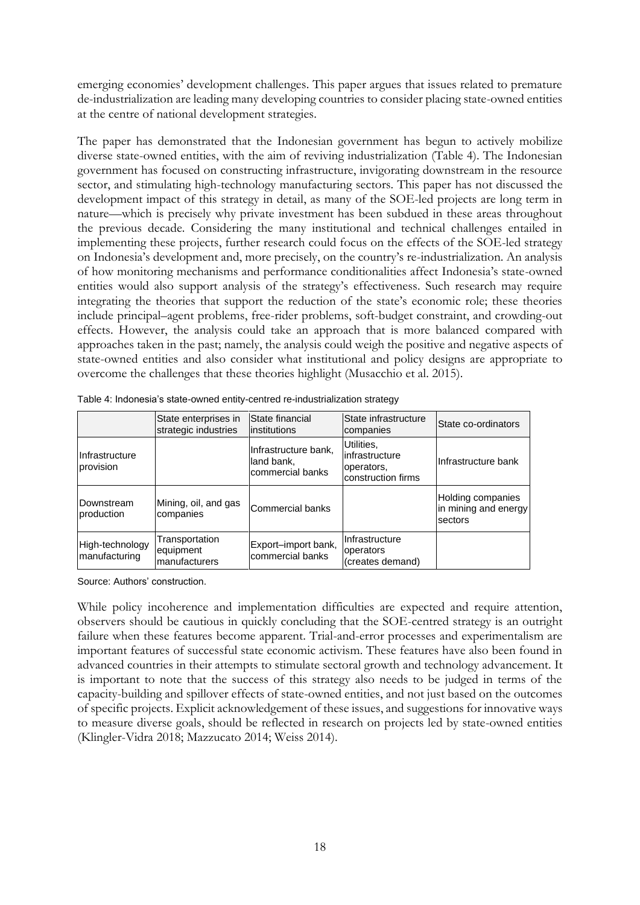emerging economies' development challenges. This paper argues that issues related to premature de-industrialization are leading many developing countries to consider placing state-owned entities at the centre of national development strategies.

The paper has demonstrated that the Indonesian government has begun to actively mobilize diverse state-owned entities, with the aim of reviving industrialization (Table 4). The Indonesian government has focused on constructing infrastructure, invigorating downstream in the resource sector, and stimulating high-technology manufacturing sectors. This paper has not discussed the development impact of this strategy in detail, as many of the SOE-led projects are long term in nature—which is precisely why private investment has been subdued in these areas throughout the previous decade. Considering the many institutional and technical challenges entailed in implementing these projects, further research could focus on the effects of the SOE-led strategy on Indonesia's development and, more precisely, on the country's re-industrialization. An analysis of how monitoring mechanisms and performance conditionalities affect Indonesia's state-owned entities would also support analysis of the strategy's effectiveness. Such research may require integrating the theories that support the reduction of the state's economic role; these theories include principal–agent problems, free-rider problems, soft-budget constraint, and crowding-out effects. However, the analysis could take an approach that is more balanced compared with approaches taken in the past; namely, the analysis could weigh the positive and negative aspects of state-owned entities and also consider what institutional and policy designs are appropriate to overcome the challenges that these theories highlight (Musacchio et al. 2015).

Table 4: Indonesia's state-owned entity-centred re-industrialization strategy

| | State enterprises in strategic industries | State financial institutions | State infrastructure companies | State co-ordinators |
|---|---|---|---|---|
| Infrastructure provision | | Infrastructure bank, land bank, commercial banks | Utilities, infrastructure operators, construction firms | Infrastructure bank |
| Downstream production | Mining, oil, and gas companies | Commercial banks | | Holding companies in mining and energy sectors |
| High-technology manufacturing | Transportation equipment manufacturers | Export–import bank, commercial banks | Infrastructure operators (creates demand) | |

Source: Authors' construction.

While policy incoherence and implementation difficulties are expected and require attention, observers should be cautious in quickly concluding that the SOE-centred strategy is an outright failure when these features become apparent. Trial-and-error processes and experimentalism are important features of successful state economic activism. These features have also been found in advanced countries in their attempts to stimulate sectoral growth and technology advancement. It is important to note that the success of this strategy also needs to be judged in terms of the capacity-building and spillover effects of state-owned entities, and not just based on the outcomes of specific projects. Explicit acknowledgement of these issues, and suggestions for innovative ways to measure diverse goals, should be reflected in research on projects led by state-owned entities (Klingler-Vidra 2018; Mazzucato 2014; Weiss 2014).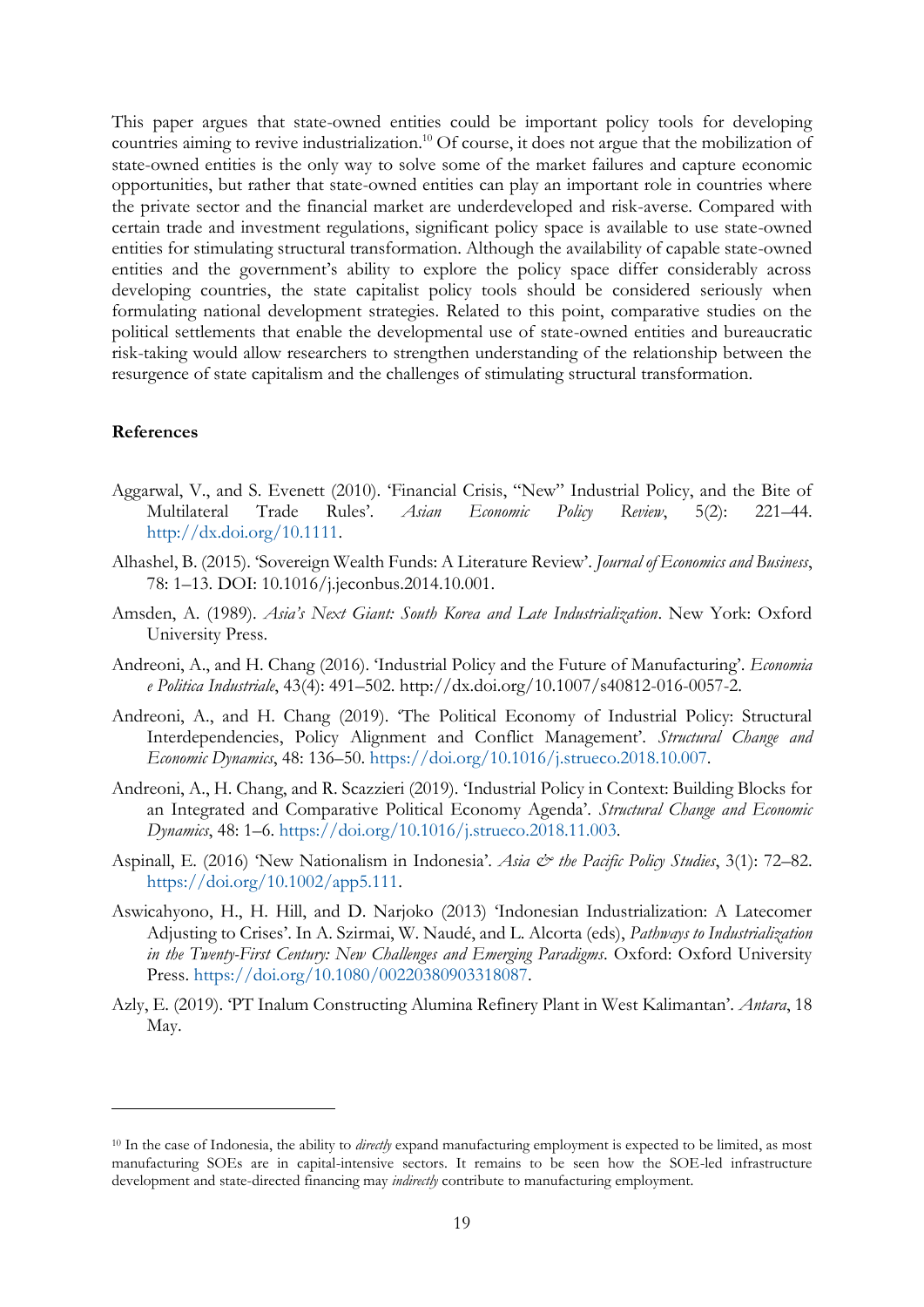This paper argues that state-owned entities could be important policy tools for developing countries aiming to revive industrialization.[10] Of course, it does not argue that the mobilization of state-owned entities is the only way to solve some of the market failures and capture economic opportunities, but rather that state-owned entities can play an important role in countries where the private sector and the financial market are underdeveloped and risk-averse. Compared with certain trade and investment regulations, significant policy space is available to use state-owned entities for stimulating structural transformation. Although the availability of capable state-owned entities and the government's ability to explore the policy space differ considerably across developing countries, the state capitalist policy tools should be considered seriously when formulating national development strategies. Related to this point, comparative studies on the political settlements that enable the developmental use of state-owned entities and bureaucratic risk-taking would allow researchers to strengthen understanding of the relationship between the resurgence of state capitalism and the challenges of stimulating structural transformation.

**References**

Aggarwal, V., and S. Evenett (2010). 'Financial Crisis, "New" Industrial Policy, and the Bite of Multilateral Trade Rules'. *Asian Economic Policy Review*, 5(2): 221–44. http://dx.doi.org/10.1111.

Alhashel, B. (2015). 'Sovereign Wealth Funds: A Literature Review'. *Journal of Economics and Business*, 78: 1–13. DOI: 10.1016/j.jeconbus.2014.10.001.

Amsden, A. (1989). *Asia's Next Giant: South Korea and Late Industrialization*. New York: Oxford University Press.

Andreoni, A., and H. Chang (2016). 'Industrial Policy and the Future of Manufacturing'. *Economia e Politica Industriale*, 43(4): 491–502. http://dx.doi.org/10.1007/s40812-016-0057-2.

Andreoni, A., and H. Chang (2019). 'The Political Economy of Industrial Policy: Structural Interdependencies, Policy Alignment and Conflict Management'. *Structural Change and Economic Dynamics*, 48: 136–50. https://doi.org/10.1016/j.strueco.2018.10.007.

Andreoni, A., H. Chang, and R. Scazzieri (2019). 'Industrial Policy in Context: Building Blocks for an Integrated and Comparative Political Economy Agenda'. *Structural Change and Economic Dynamics*, 48: 1–6. https://doi.org/10.1016/j.strueco.2018.11.003.

Aspinall, E. (2016) 'New Nationalism in Indonesia'. *Asia & the Pacific Policy Studies*, 3(1): 72–82. https://doi.org/10.1002/app5.111.

Aswicahyono, H., H. Hill, and D. Narjoko (2013) 'Indonesian Industrialization: A Latecomer Adjusting to Crises'. In A. Szirmai, W. Naudé, and L. Alcorta (eds), *Pathways to Industrialization in the Twenty-First Century: New Challenges and Emerging Paradigms*. Oxford: Oxford University Press. https://doi.org/10.1080/00220380903318087.

Azly, E. (2019). 'PT Inalum Constructing Alumina Refinery Plant in West Kalimantan'. *Antara*, 18 May.

---

[10] In the case of Indonesia, the ability to *directly* expand manufacturing employment is expected to be limited, as most manufacturing SOEs are in capital-intensive sectors. It remains to be seen how the SOE-led infrastructure development and state-directed financing may *indirectly* contribute to manufacturing employment.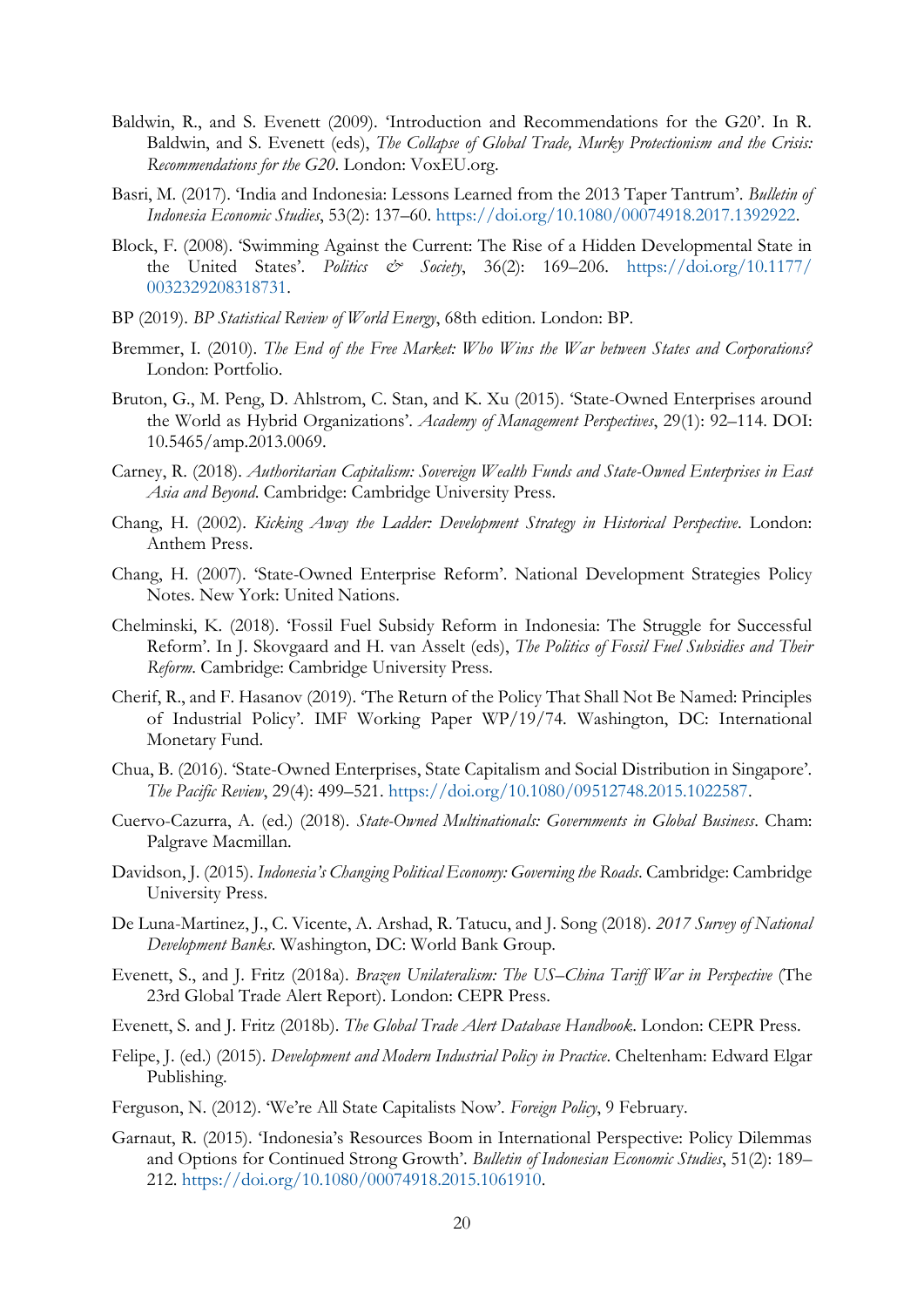Baldwin, R., and S. Evenett (2009). 'Introduction and Recommendations for the G20'. In R. Baldwin, and S. Evenett (eds), *The Collapse of Global Trade, Murky Protectionism and the Crisis: Recommendations for the G20*. London: VoxEU.org.

Basri, M. (2017). 'India and Indonesia: Lessons Learned from the 2013 Taper Tantrum'. *Bulletin of Indonesia Economic Studies*, 53(2): 137–60. https://doi.org/10.1080/00074918.2017.1392922.

Block, F. (2008). 'Swimming Against the Current: The Rise of a Hidden Developmental State in the United States'. *Politics & Society*, 36(2): 169–206. https://doi.org/10.1177/0032329208318731.

BP (2019). *BP Statistical Review of World Energy*, 68th edition. London: BP.

Bremmer, I. (2010). *The End of the Free Market: Who Wins the War between States and Corporations?* London: Portfolio.

Bruton, G., M. Peng, D. Ahlstrom, C. Stan, and K. Xu (2015). 'State-Owned Enterprises around the World as Hybrid Organizations'. *Academy of Management Perspectives*, 29(1): 92–114. DOI: 10.5465/amp.2013.0069.

Carney, R. (2018). *Authoritarian Capitalism: Sovereign Wealth Funds and State-Owned Enterprises in East Asia and Beyond*. Cambridge: Cambridge University Press.

Chang, H. (2002). *Kicking Away the Ladder: Development Strategy in Historical Perspective*. London: Anthem Press.

Chang, H. (2007). 'State-Owned Enterprise Reform'. National Development Strategies Policy Notes. New York: United Nations.

Chelminski, K. (2018). 'Fossil Fuel Subsidy Reform in Indonesia: The Struggle for Successful Reform'. In J. Skovgaard and H. van Asselt (eds), *The Politics of Fossil Fuel Subsidies and Their Reform*. Cambridge: Cambridge University Press.

Cherif, R., and F. Hasanov (2019). 'The Return of the Policy That Shall Not Be Named: Principles of Industrial Policy'. IMF Working Paper WP/19/74. Washington, DC: International Monetary Fund.

Chua, B. (2016). 'State-Owned Enterprises, State Capitalism and Social Distribution in Singapore'. *The Pacific Review*, 29(4): 499–521. https://doi.org/10.1080/09512748.2015.1022587.

Cuervo-Cazurra, A. (ed.) (2018). *State-Owned Multinationals: Governments in Global Business*. Cham: Palgrave Macmillan.

Davidson, J. (2015). *Indonesia's Changing Political Economy: Governing the Roads*. Cambridge: Cambridge University Press.

De Luna-Martinez, J., C. Vicente, A. Arshad, R. Tatucu, and J. Song (2018). *2017 Survey of National Development Banks*. Washington, DC: World Bank Group.

Evenett, S., and J. Fritz (2018a). *Brazen Unilateralism: The US–China Tariff War in Perspective* (The 23rd Global Trade Alert Report). London: CEPR Press.

Evenett, S. and J. Fritz (2018b). *The Global Trade Alert Database Handbook*. London: CEPR Press.

Felipe, J. (ed.) (2015). *Development and Modern Industrial Policy in Practice*. Cheltenham: Edward Elgar Publishing.

Ferguson, N. (2012). 'We're All State Capitalists Now'. *Foreign Policy*, 9 February.

Garnaut, R. (2015). 'Indonesia's Resources Boom in International Perspective: Policy Dilemmas and Options for Continued Strong Growth'. *Bulletin of Indonesian Economic Studies*, 51(2): 189–212. https://doi.org/10.1080/00074918.2015.1061910.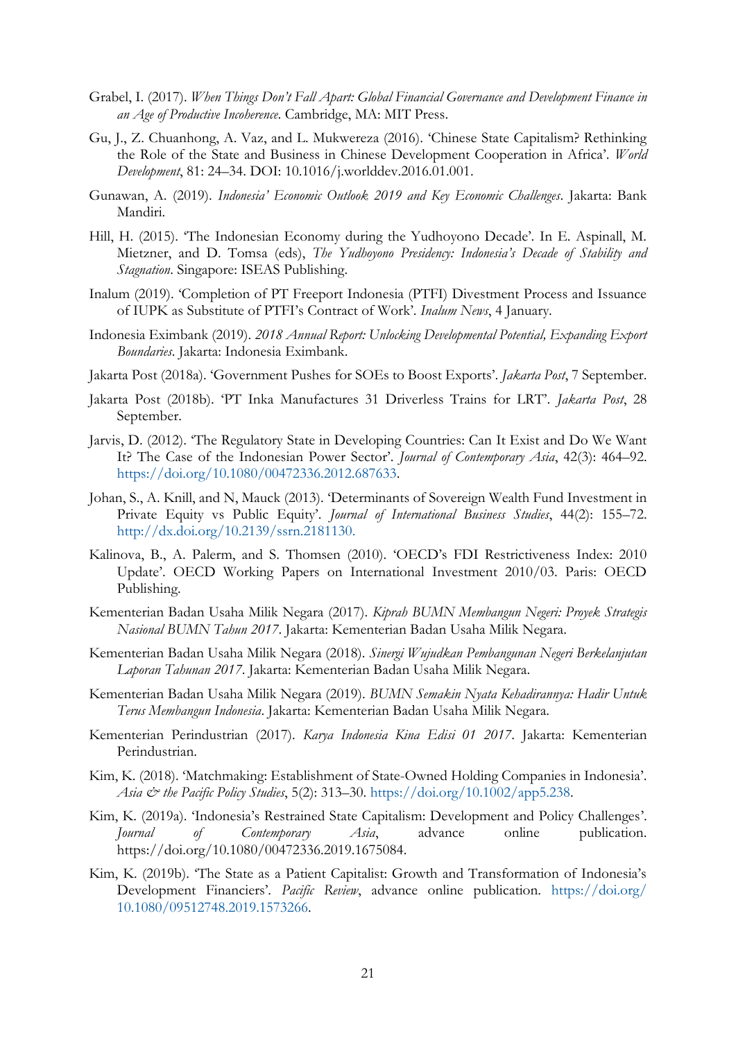Grabel, I. (2017). *When Things Don't Fall Apart: Global Financial Governance and Development Finance in an Age of Productive Incoherence*. Cambridge, MA: MIT Press.

Gu, J., Z. Chuanhong, A. Vaz, and L. Mukwereza (2016). 'Chinese State Capitalism? Rethinking the Role of the State and Business in Chinese Development Cooperation in Africa'. *World Development*, 81: 24–34. DOI: 10.1016/j.worlddev.2016.01.001.

Gunawan, A. (2019). *Indonesia' Economic Outlook 2019 and Key Economic Challenges*. Jakarta: Bank Mandiri.

Hill, H. (2015). 'The Indonesian Economy during the Yudhoyono Decade'. In E. Aspinall, M. Mietzner, and D. Tomsa (eds), *The Yudhoyono Presidency: Indonesia's Decade of Stability and Stagnation*. Singapore: ISEAS Publishing.

Inalum (2019). 'Completion of PT Freeport Indonesia (PTFI) Divestment Process and Issuance of IUPK as Substitute of PTFI's Contract of Work'. *Inalum News*, 4 January.

Indonesia Eximbank (2019). *2018 Annual Report: Unlocking Developmental Potential, Expanding Export Boundaries*. Jakarta: Indonesia Eximbank.

Jakarta Post (2018a). 'Government Pushes for SOEs to Boost Exports'. *Jakarta Post*, 7 September.

Jakarta Post (2018b). 'PT Inka Manufactures 31 Driverless Trains for LRT'. *Jakarta Post*, 28 September.

Jarvis, D. (2012). 'The Regulatory State in Developing Countries: Can It Exist and Do We Want It? The Case of the Indonesian Power Sector'. *Journal of Contemporary Asia*, 42(3): 464–92. https://doi.org/10.1080/00472336.2012.687633.

Johan, S., A. Knill, and N, Mauck (2013). 'Determinants of Sovereign Wealth Fund Investment in Private Equity vs Public Equity'. *Journal of International Business Studies*, 44(2): 155–72. http://dx.doi.org/10.2139/ssrn.2181130.

Kalinova, B., A. Palerm, and S. Thomsen (2010). 'OECD's FDI Restrictiveness Index: 2010 Update'. OECD Working Papers on International Investment 2010/03. Paris: OECD Publishing.

Kementerian Badan Usaha Milik Negara (2017). *Kiprah BUMN Membangun Negeri: Proyek Strategis Nasional BUMN Tahun 2017*. Jakarta: Kementerian Badan Usaha Milik Negara.

Kementerian Badan Usaha Milik Negara (2018). *Sinergi Wujudkan Pembangunan Negeri Berkelanjutan Laporan Tahunan 2017*. Jakarta: Kementerian Badan Usaha Milik Negara.

Kementerian Badan Usaha Milik Negara (2019). *BUMN Semakin Nyata Kehadirannya: Hadir Untuk Terus Membangun Indonesia*. Jakarta: Kementerian Badan Usaha Milik Negara.

Kementerian Perindustrian (2017). *Karya Indonesia Kina Edisi 01 2017*. Jakarta: Kementerian Perindustrian.

Kim, K. (2018). 'Matchmaking: Establishment of State-Owned Holding Companies in Indonesia'. *Asia & the Pacific Policy Studies*, 5(2): 313–30. https://doi.org/10.1002/app5.238.

Kim, K. (2019a). 'Indonesia's Restrained State Capitalism: Development and Policy Challenges'. *Journal of Contemporary Asia*, advance online publication. https://doi.org/10.1080/00472336.2019.1675084.

Kim, K. (2019b). 'The State as a Patient Capitalist: Growth and Transformation of Indonesia's Development Financiers'. *Pacific Review*, advance online publication. https://doi.org/10.1080/09512748.2019.1573266.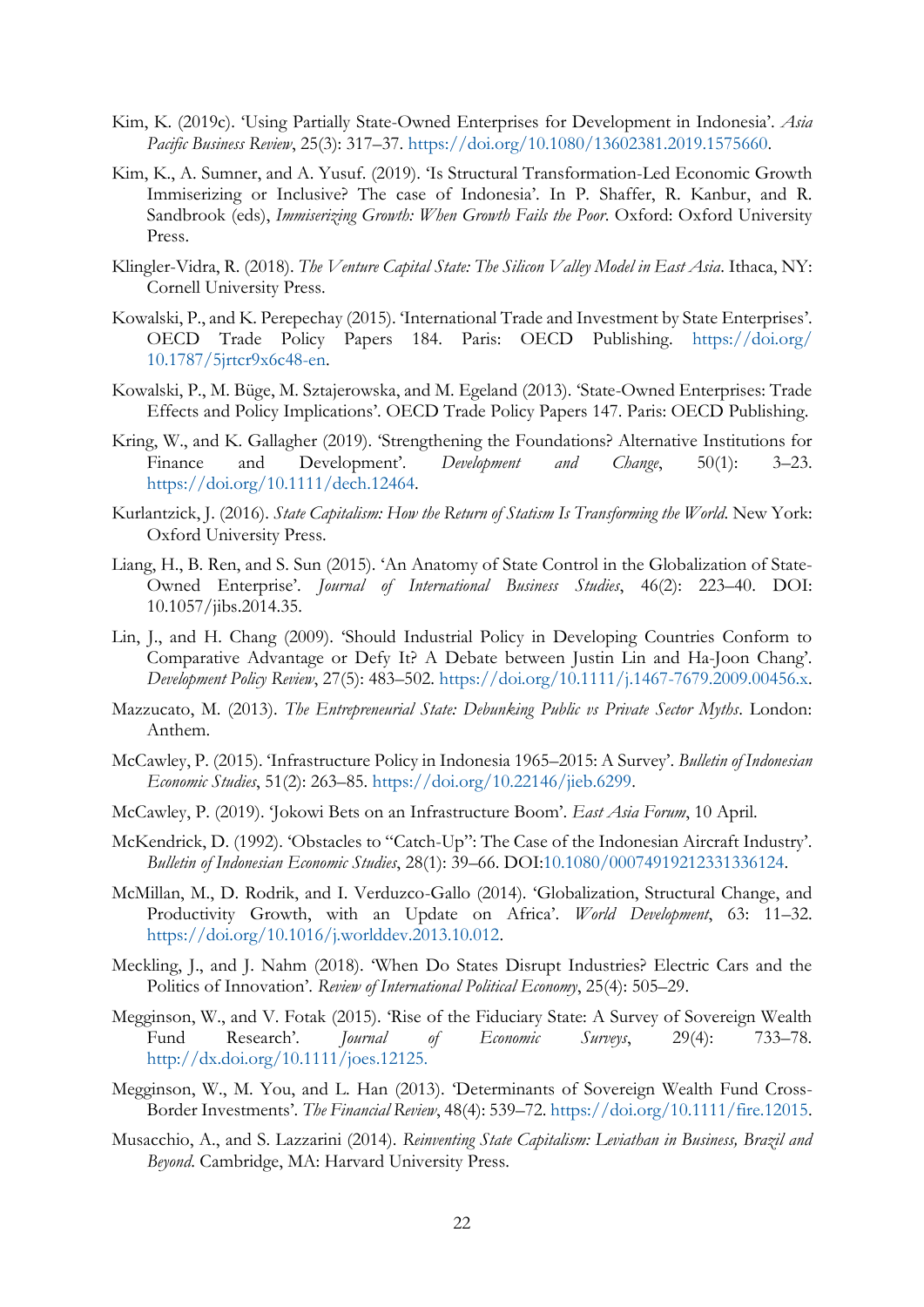Kim, K. (2019c). 'Using Partially State-Owned Enterprises for Development in Indonesia'. *Asia Pacific Business Review*, 25(3): 317–37. https://doi.org/10.1080/13602381.2019.1575660.

Kim, K., A. Sumner, and A. Yusuf. (2019). 'Is Structural Transformation-Led Economic Growth Immiserizing or Inclusive? The case of Indonesia'. In P. Shaffer, R. Kanbur, and R. Sandbrook (eds), *Immiserizing Growth: When Growth Fails the Poor*. Oxford: Oxford University Press.

Klingler-Vidra, R. (2018). *The Venture Capital State: The Silicon Valley Model in East Asia*. Ithaca, NY: Cornell University Press.

Kowalski, P., and K. Perepechay (2015). 'International Trade and Investment by State Enterprises'. OECD Trade Policy Papers 184. Paris: OECD Publishing. https://doi.org/10.1787/5jrtcr9x6c48-en.

Kowalski, P., M. Büge, M. Sztajerowska, and M. Egeland (2013). 'State-Owned Enterprises: Trade Effects and Policy Implications'. OECD Trade Policy Papers 147. Paris: OECD Publishing.

Kring, W., and K. Gallagher (2019). 'Strengthening the Foundations? Alternative Institutions for Finance and Development'. *Development and Change*, 50(1): 3–23. https://doi.org/10.1111/dech.12464.

Kurlantzick, J. (2016). *State Capitalism: How the Return of Statism Is Transforming the World*. New York: Oxford University Press.

Liang, H., B. Ren, and S. Sun (2015). 'An Anatomy of State Control in the Globalization of State-Owned Enterprise'. *Journal of International Business Studies*, 46(2): 223–40. DOI: 10.1057/jibs.2014.35.

Lin, J., and H. Chang (2009). 'Should Industrial Policy in Developing Countries Conform to Comparative Advantage or Defy It? A Debate between Justin Lin and Ha-Joon Chang'. *Development Policy Review*, 27(5): 483–502. https://doi.org/10.1111/j.1467-7679.2009.00456.x.

Mazzucato, M. (2013). *The Entrepreneurial State: Debunking Public vs Private Sector Myths*. London: Anthem.

McCawley, P. (2015). 'Infrastructure Policy in Indonesia 1965–2015: A Survey'. *Bulletin of Indonesian Economic Studies*, 51(2): 263–85. https://doi.org/10.22146/jieb.6299.

McCawley, P. (2019). 'Jokowi Bets on an Infrastructure Boom'. *East Asia Forum*, 10 April.

McKendrick, D. (1992). 'Obstacles to "Catch-Up": The Case of the Indonesian Aircraft Industry'. *Bulletin of Indonesian Economic Studies*, 28(1): 39–66. DOI:10.1080/00074919212331336124.

McMillan, M., D. Rodrik, and I. Verduzco-Gallo (2014). 'Globalization, Structural Change, and Productivity Growth, with an Update on Africa'. *World Development*, 63: 11–32. https://doi.org/10.1016/j.worlddev.2013.10.012.

Meckling, J., and J. Nahm (2018). 'When Do States Disrupt Industries? Electric Cars and the Politics of Innovation'. *Review of International Political Economy*, 25(4): 505–29.

Megginson, W., and V. Fotak (2015). 'Rise of the Fiduciary State: A Survey of Sovereign Wealth Fund Research'. *Journal of Economic Surveys*, 29(4): 733–78. http://dx.doi.org/10.1111/joes.12125.

Megginson, W., M. You, and L. Han (2013). 'Determinants of Sovereign Wealth Fund Cross-Border Investments'. *The Financial Review*, 48(4): 539–72. https://doi.org/10.1111/fire.12015.

Musacchio, A., and S. Lazzarini (2014). *Reinventing State Capitalism: Leviathan in Business, Brazil and Beyond*. Cambridge, MA: Harvard University Press.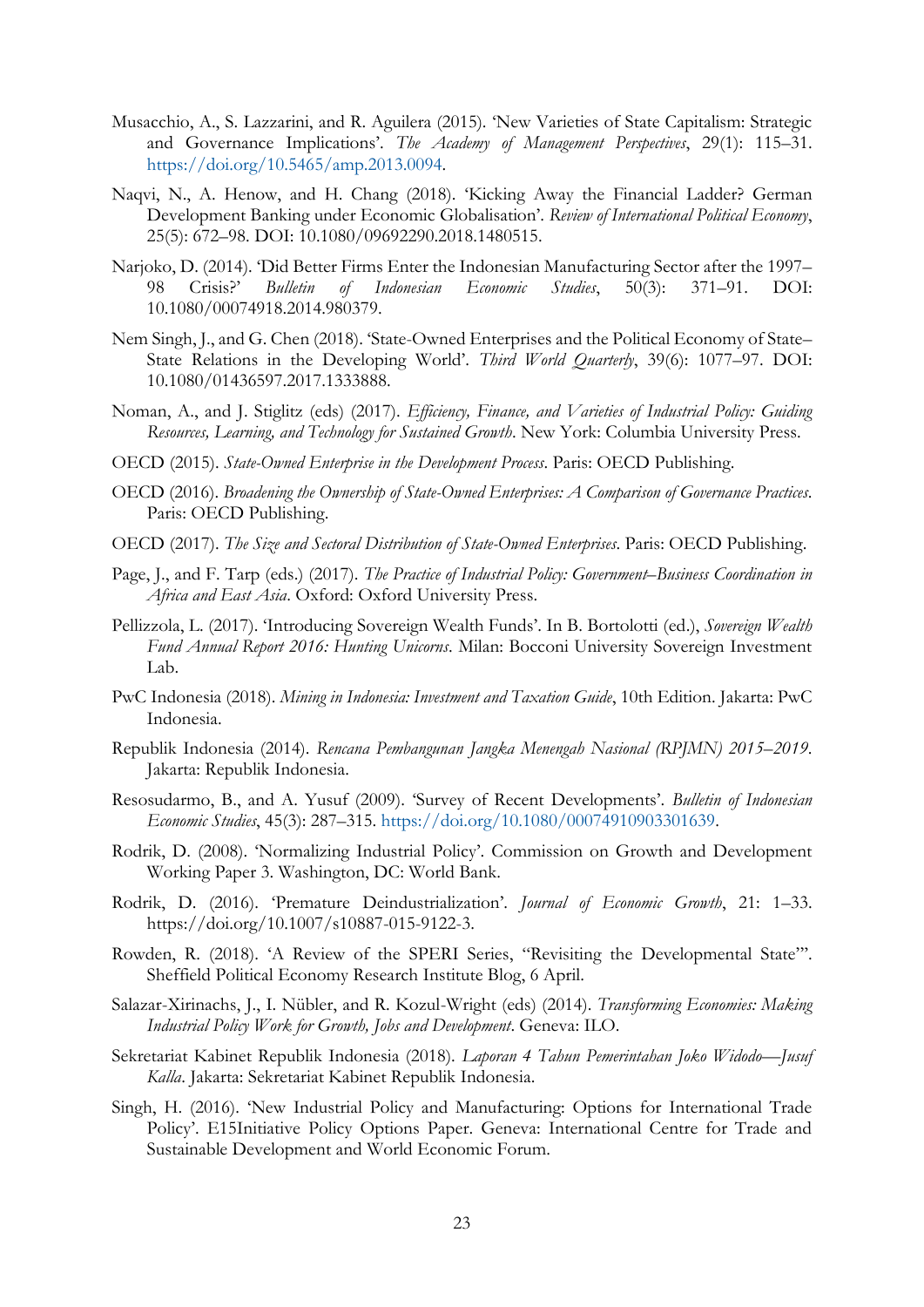Musacchio, A., S. Lazzarini, and R. Aguilera (2015). 'New Varieties of State Capitalism: Strategic and Governance Implications'. *The Academy of Management Perspectives*, 29(1): 115–31. https://doi.org/10.5465/amp.2013.0094.

Naqvi, N., A. Henow, and H. Chang (2018). 'Kicking Away the Financial Ladder? German Development Banking under Economic Globalisation'. *Review of International Political Economy*, 25(5): 672–98. DOI: 10.1080/09692290.2018.1480515.

Narjoko, D. (2014). 'Did Better Firms Enter the Indonesian Manufacturing Sector after the 1997–98 Crisis?' *Bulletin of Indonesian Economic Studies*, 50(3): 371–91. DOI: 10.1080/00074918.2014.980379.

Nem Singh, J., and G. Chen (2018). 'State-Owned Enterprises and the Political Economy of State–State Relations in the Developing World'. *Third World Quarterly*, 39(6): 1077–97. DOI: 10.1080/01436597.2017.1333888.

Noman, A., and J. Stiglitz (eds) (2017). *Efficiency, Finance, and Varieties of Industrial Policy: Guiding Resources, Learning, and Technology for Sustained Growth*. New York: Columbia University Press.

OECD (2015). *State-Owned Enterprise in the Development Process*. Paris: OECD Publishing.

OECD (2016). *Broadening the Ownership of State-Owned Enterprises: A Comparison of Governance Practices*. Paris: OECD Publishing.

OECD (2017). *The Size and Sectoral Distribution of State-Owned Enterprises*. Paris: OECD Publishing.

Page, J., and F. Tarp (eds.) (2017). *The Practice of Industrial Policy: Government–Business Coordination in Africa and East Asia*. Oxford: Oxford University Press.

Pellizzola, L. (2017). 'Introducing Sovereign Wealth Funds'. In B. Bortolotti (ed.), *Sovereign Wealth Fund Annual Report 2016: Hunting Unicorns*. Milan: Bocconi University Sovereign Investment Lab.

PwC Indonesia (2018). *Mining in Indonesia: Investment and Taxation Guide*, 10th Edition. Jakarta: PwC Indonesia.

Republik Indonesia (2014). *Rencana Pembangunan Jangka Menengah Nasional (RPJMN) 2015–2019*. Jakarta: Republik Indonesia.

Resosudarmo, B., and A. Yusuf (2009). 'Survey of Recent Developments'. *Bulletin of Indonesian Economic Studies*, 45(3): 287–315. https://doi.org/10.1080/00074910903301639.

Rodrik, D. (2008). 'Normalizing Industrial Policy'. Commission on Growth and Development Working Paper 3. Washington, DC: World Bank.

Rodrik, D. (2016). 'Premature Deindustrialization'. *Journal of Economic Growth*, 21: 1–33. https://doi.org/10.1007/s10887-015-9122-3.

Rowden, R. (2018). 'A Review of the SPERI Series, "Revisiting the Developmental State"'. Sheffield Political Economy Research Institute Blog, 6 April.

Salazar-Xirinachs, J., I. Nübler, and R. Kozul-Wright (eds) (2014). *Transforming Economies: Making Industrial Policy Work for Growth, Jobs and Development*. Geneva: ILO.

Sekretariat Kabinet Republik Indonesia (2018). *Laporan 4 Tahun Pemerintahan Joko Widodo—Jusuf Kalla*. Jakarta: Sekretariat Kabinet Republik Indonesia.

Singh, H. (2016). 'New Industrial Policy and Manufacturing: Options for International Trade Policy'. E15Initiative Policy Options Paper. Geneva: International Centre for Trade and Sustainable Development and World Economic Forum.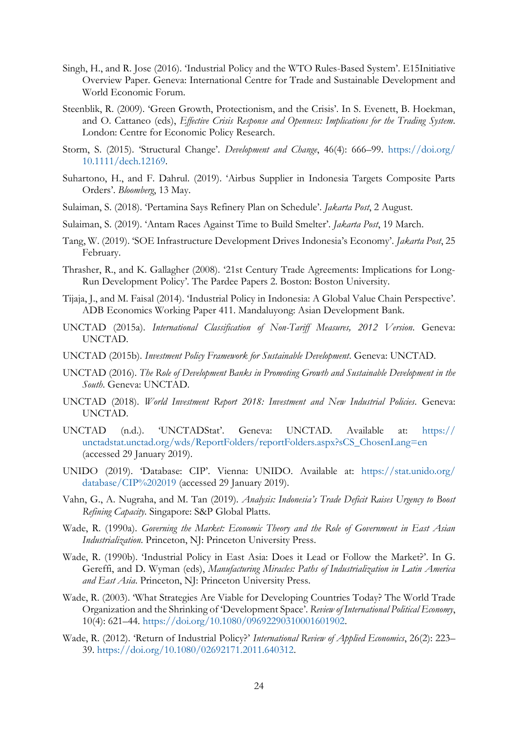Singh, H., and R. Jose (2016). 'Industrial Policy and the WTO Rules-Based System'. E15Initiative Overview Paper. Geneva: International Centre for Trade and Sustainable Development and World Economic Forum.

Steenblik, R. (2009). 'Green Growth, Protectionism, and the Crisis'. In S. Evenett, B. Hoekman, and O. Cattaneo (eds), *Effective Crisis Response and Openness: Implications for the Trading System*. London: Centre for Economic Policy Research.

Storm, S. (2015). 'Structural Change'. *Development and Change*, 46(4): 666–99. https://doi.org/10.1111/dech.12169.

Suhartono, H., and F. Dahrul. (2019). 'Airbus Supplier in Indonesia Targets Composite Parts Orders'. *Bloomberg*, 13 May.

Sulaiman, S. (2018). 'Pertamina Says Refinery Plan on Schedule'. *Jakarta Post*, 2 August.

Sulaiman, S. (2019). 'Antam Races Against Time to Build Smelter'. *Jakarta Post*, 19 March.

Tang, W. (2019). 'SOE Infrastructure Development Drives Indonesia's Economy'. *Jakarta Post*, 25 February.

Thrasher, R., and K. Gallagher (2008). '21st Century Trade Agreements: Implications for Long-Run Development Policy'. The Pardee Papers 2. Boston: Boston University.

Tijaja, J., and M. Faisal (2014). 'Industrial Policy in Indonesia: A Global Value Chain Perspective'. ADB Economics Working Paper 411. Mandaluyong: Asian Development Bank.

UNCTAD (2015a). *International Classification of Non-Tariff Measures, 2012 Version*. Geneva: UNCTAD.

UNCTAD (2015b). *Investment Policy Framework for Sustainable Development*. Geneva: UNCTAD.

UNCTAD (2016). *The Role of Development Banks in Promoting Growth and Sustainable Development in the South*. Geneva: UNCTAD.

UNCTAD (2018). *World Investment Report 2018: Investment and New Industrial Policies*. Geneva: UNCTAD.

UNCTAD (n.d.). 'UNCTADStat'. Geneva: UNCTAD. Available at: https://unctadstat.unctad.org/wds/ReportFolders/reportFolders.aspx?sCS_ChosenLang=en (accessed 29 January 2019).

UNIDO (2019). 'Database: CIP'. Vienna: UNIDO. Available at: https://stat.unido.org/database/CIP%202019 (accessed 29 January 2019).

Vahn, G., A. Nugraha, and M. Tan (2019). *Analysis: Indonesia's Trade Deficit Raises Urgency to Boost Refining Capacity*. Singapore: S&P Global Platts.

Wade, R. (1990a). *Governing the Market: Economic Theory and the Role of Government in East Asian Industrialization*. Princeton, NJ: Princeton University Press.

Wade, R. (1990b). 'Industrial Policy in East Asia: Does it Lead or Follow the Market?'. In G. Gereffi, and D. Wyman (eds), *Manufacturing Miracles: Paths of Industrialization in Latin America and East Asia*. Princeton, NJ: Princeton University Press.

Wade, R. (2003). 'What Strategies Are Viable for Developing Countries Today? The World Trade Organization and the Shrinking of 'Development Space'. *Review of International Political Economy*, 10(4): 621–44. https://doi.org/10.1080/09692290310001601902.

Wade, R. (2012). 'Return of Industrial Policy?' *International Review of Applied Economics*, 26(2): 223–39. https://doi.org/10.1080/02692171.2011.640312.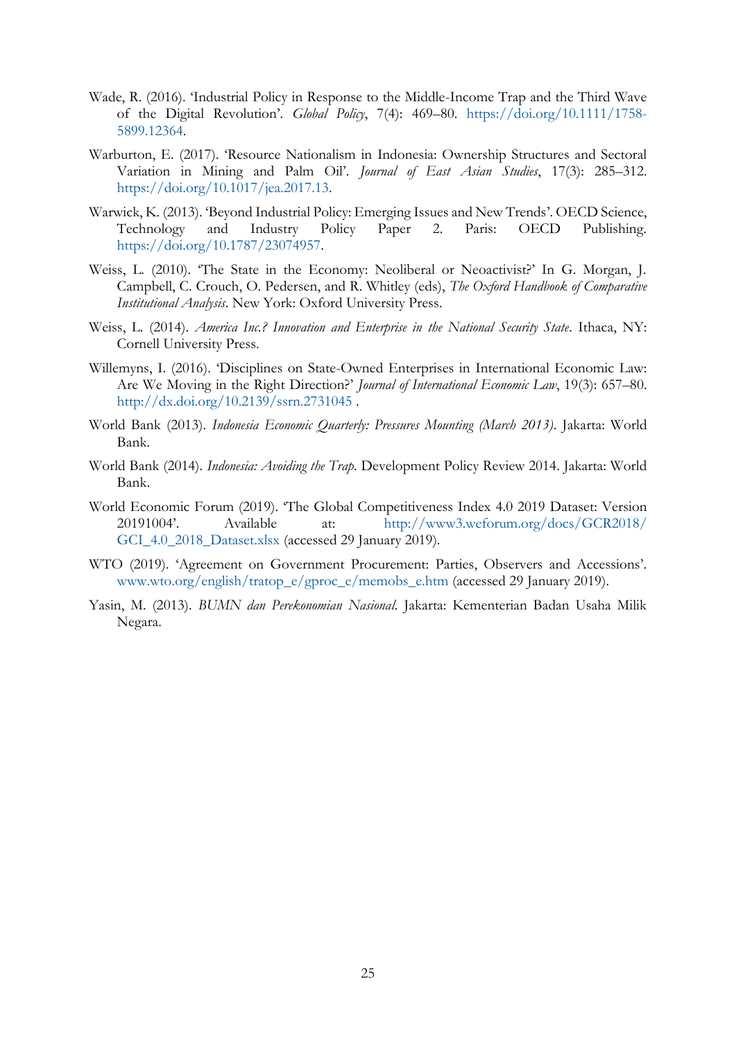Wade, R. (2016). 'Industrial Policy in Response to the Middle-Income Trap and the Third Wave of the Digital Revolution'. *Global Policy*, 7(4): 469–80. https://doi.org/10.1111/1758-5899.12364.

Warburton, E. (2017). 'Resource Nationalism in Indonesia: Ownership Structures and Sectoral Variation in Mining and Palm Oil'. *Journal of East Asian Studies*, 17(3): 285–312. https://doi.org/10.1017/jea.2017.13.

Warwick, K. (2013). 'Beyond Industrial Policy: Emerging Issues and New Trends'. OECD Science, Technology and Industry Policy Paper 2. Paris: OECD Publishing. https://doi.org/10.1787/23074957.

Weiss, L. (2010). 'The State in the Economy: Neoliberal or Neoactivist?' In G. Morgan, J. Campbell, C. Crouch, O. Pedersen, and R. Whitley (eds), *The Oxford Handbook of Comparative Institutional Analysis*. New York: Oxford University Press.

Weiss, L. (2014). *America Inc.? Innovation and Enterprise in the National Security State*. Ithaca, NY: Cornell University Press.

Willemyns, I. (2016). 'Disciplines on State-Owned Enterprises in International Economic Law: Are We Moving in the Right Direction?' *Journal of International Economic Law*, 19(3): 657–80. http://dx.doi.org/10.2139/ssrn.2731045 .

World Bank (2013). *Indonesia Economic Quarterly: Pressures Mounting (March 2013)*. Jakarta: World Bank.

World Bank (2014). *Indonesia: Avoiding the Trap*. Development Policy Review 2014. Jakarta: World Bank.

World Economic Forum (2019). 'The Global Competitiveness Index 4.0 2019 Dataset: Version 20191004'. Available at: http://www3.weforum.org/docs/GCR2018/GCI_4.0_2018_Dataset.xlsx (accessed 29 January 2019).

WTO (2019). 'Agreement on Government Procurement: Parties, Observers and Accessions'. www.wto.org/english/tratop_e/gproc_e/memobs_e.htm (accessed 29 January 2019).

Yasin, M. (2013). *BUMN dan Perekonomian Nasional*. Jakarta: Kementerian Badan Usaha Milik Negara.